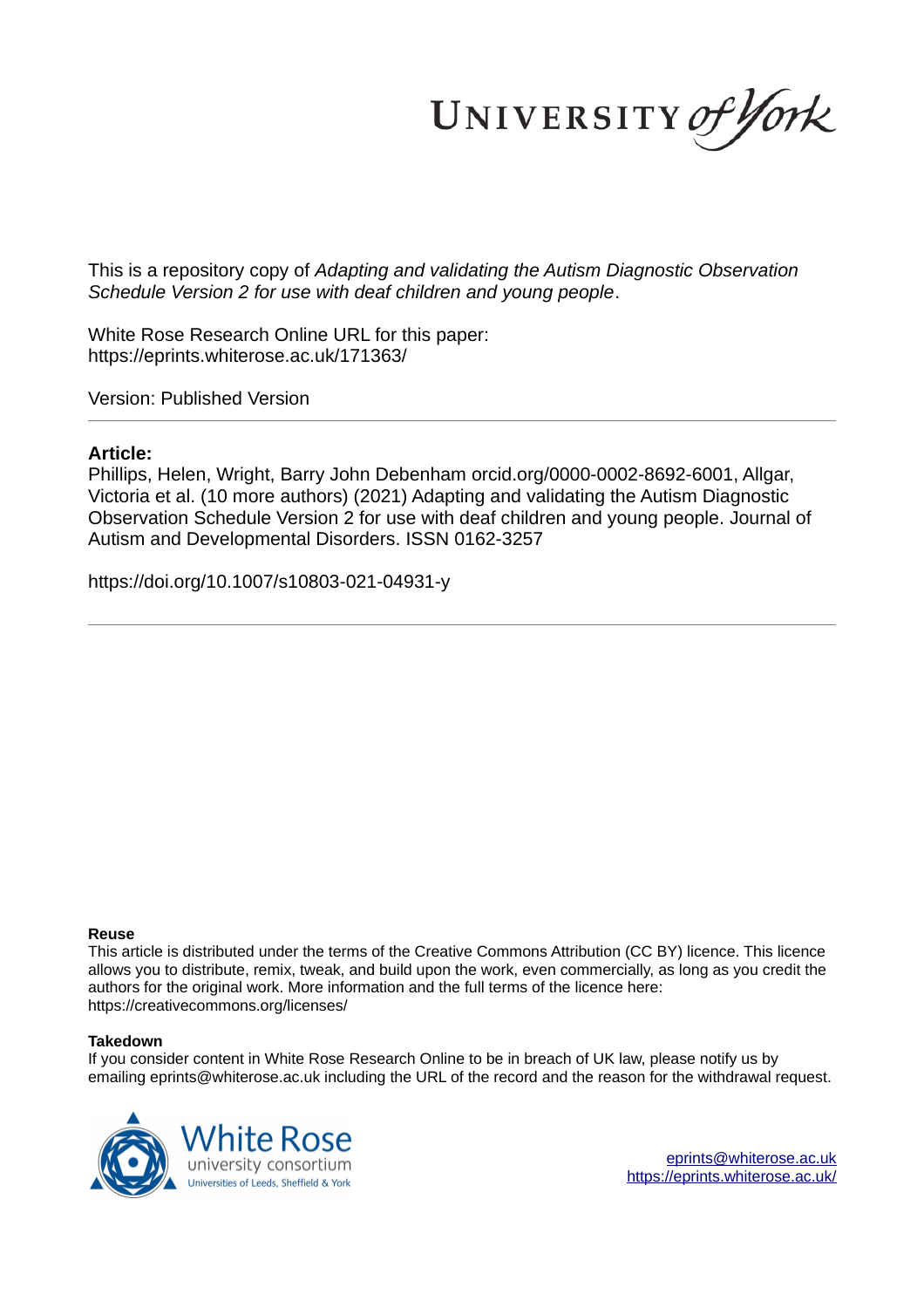This is a repository copy of *Adapting and validating the Autism Diagnostic Observation Schedule Version 2 for use with deaf children and young people*.

White Rose Research Online URL for this paper:
https://eprints.whiterose.ac.uk/171363/

Version: Published Version

## Article:

Phillips, Helen, Wright, Barry John Debenham orcid.org/0000-0002-8692-6001, Allgar, Victoria et al. (10 more authors) (2021) Adapting and validating the Autism Diagnostic Observation Schedule Version 2 for use with deaf children and young people. Journal of Autism and Developmental Disorders. ISSN 0162-3257

https://doi.org/10.1007/s10803-021-04931-y

**Reuse**

This article is distributed under the terms of the Creative Commons Attribution (CC BY) licence. This licence allows you to distribute, remix, tweak, and build upon the work, even commercially, as long as you credit the authors for the original work. More information and the full terms of the licence here: https://creativecommons.org/licenses/

**Takedown**

If you consider content in White Rose Research Online to be in breach of UK law, please notify us by emailing eprints@whiterose.ac.uk including the URL of the record and the reason for the withdrawal request.

eprints@whiterose.ac.uk
https://eprints.whiterose.ac.uk/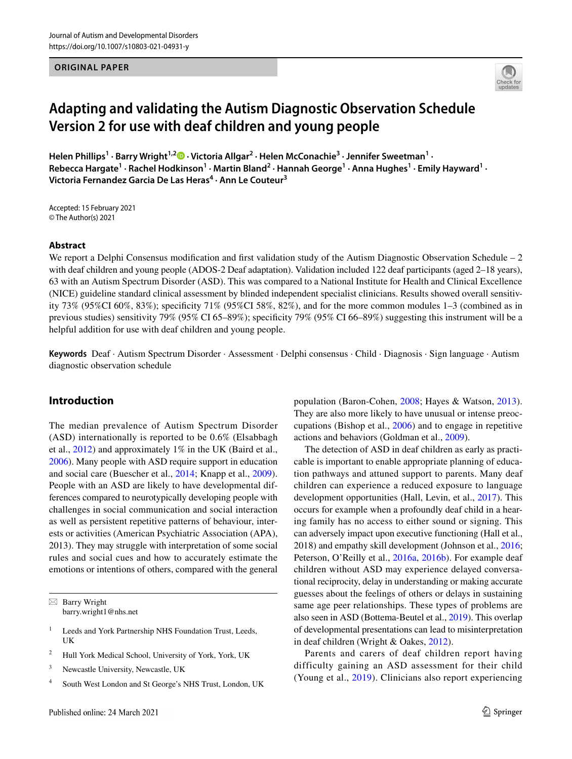ORIGINAL PAPER

# Adapting and validating the Autism Diagnostic Observation Schedule Version 2 for use with deaf children and young people

**Helen Phillips[1] · Barry Wright[1,2] · Victoria Allgar[2] · Helen McConachie[3] · Jennifer Sweetman[1] · Rebecca Hargate[1] · Rachel Hodkinson[1] · Martin Bland[2] · Hannah George[1] · Anna Hughes[1] · Emily Hayward[1] · Victoria Fernandez Garcia De Las Heras[4] · Ann Le Couteur[3]**

Accepted: 15 February 2021
© The Author(s) 2021

## Abstract

We report a Delphi Consensus modification and first validation study of the Autism Diagnostic Observation Schedule – 2 with deaf children and young people (ADOS-2 Deaf adaptation). Validation included 122 deaf participants (aged 2–18 years), 63 with an Autism Spectrum Disorder (ASD). This was compared to a National Institute for Health and Clinical Excellence (NICE) guideline standard clinical assessment by blinded independent specialist clinicians. Results showed overall sensitivity 73% (95%CI 60%, 83%); specificity 71% (95%CI 58%, 82%), and for the more common modules 1–3 (combined as in previous studies) sensitivity 79% (95% CI 65–89%); specificity 79% (95% CI 66–89%) suggesting this instrument will be a helpful addition for use with deaf children and young people.

**Keywords** Deaf · Autism Spectrum Disorder · Assessment · Delphi consensus · Child · Diagnosis · Sign language · Autism diagnostic observation schedule

## Introduction

The median prevalence of Autism Spectrum Disorder (ASD) internationally is reported to be 0.6% (Elsabbagh et al., 2012) and approximately 1% in the UK (Baird et al., 2006). Many people with ASD require support in education and social care (Buescher et al., 2014; Knapp et al., 2009). People with an ASD are likely to have developmental differences compared to neurotypically developing people with challenges in social communication and social interaction as well as persistent repetitive patterns of behaviour, interests or activities (American Psychiatric Association (APA), 2013). They may struggle with interpretation of some social rules and social cues and how to accurately estimate the emotions or intentions of others, compared with the general population (Baron-Cohen, 2008; Hayes & Watson, 2013). They are also more likely to have unusual or intense preoccupations (Bishop et al., 2006) and to engage in repetitive actions and behaviors (Goldman et al., 2009).

The detection of ASD in deaf children as early as practicable is important to enable appropriate planning of education pathways and attuned support to parents. Many deaf children can experience a reduced exposure to language development opportunities (Hall, Levin, et al., 2017). This occurs for example when a profoundly deaf child in a hearing family has no access to either sound or signing. This can adversely impact upon executive functioning (Hall et al., 2018) and empathy skill development (Johnson et al., 2016; Peterson, O'Reilly et al., 2016a, 2016b). For example deaf children without ASD may experience delayed conversational reciprocity, delay in understanding or making accurate guesses about the feelings of others or delays in sustaining same age peer relationships. These types of problems are also seen in ASD (Bottema-Beutel et al., 2019). This overlap of developmental presentations can lead to misinterpretation in deaf children (Wright & Oakes, 2012).

Parents and carers of deaf children report having difficulty gaining an ASD assessment for their child (Young et al., 2019). Clinicians also report experiencing

---

✉ Barry Wright
barry.wright1@nhs.net

[1] Leeds and York Partnership NHS Foundation Trust, Leeds, UK

[2] Hull York Medical School, University of York, York, UK

[3] Newcastle University, Newcastle, UK

[4] South West London and St George's NHS Trust, London, UK

Published online: 24 March 2021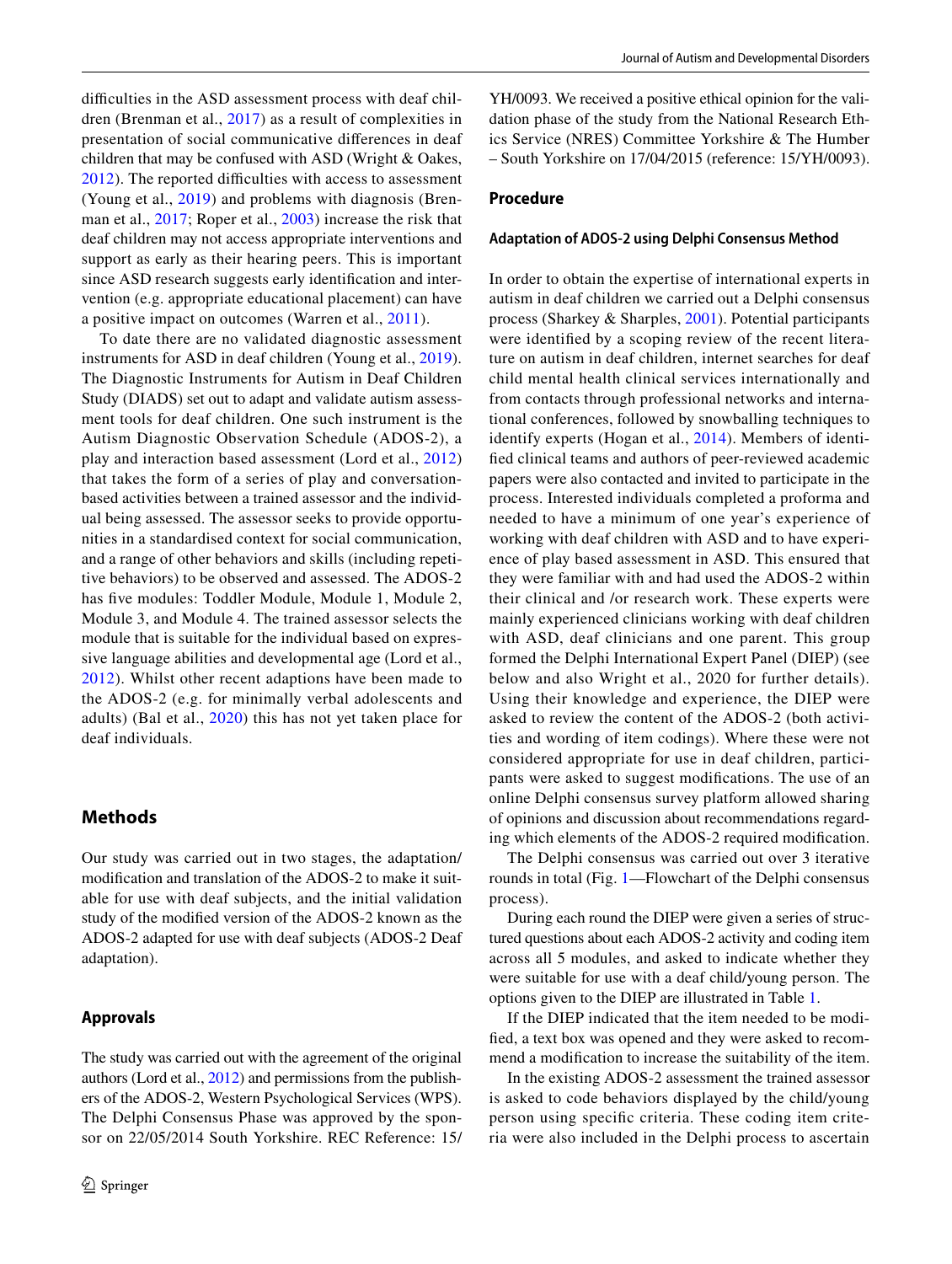difficulties in the ASD assessment process with deaf children (Brenman et al., 2017) as a result of complexities in presentation of social communicative differences in deaf children that may be confused with ASD (Wright & Oakes, 2012). The reported difficulties with access to assessment (Young et al., 2019) and problems with diagnosis (Brenman et al., 2017; Roper et al., 2003) increase the risk that deaf children may not access appropriate interventions and support as early as their hearing peers. This is important since ASD research suggests early identification and intervention (e.g. appropriate educational placement) can have a positive impact on outcomes (Warren et al., 2011).

To date there are no validated diagnostic assessment instruments for ASD in deaf children (Young et al., 2019). The Diagnostic Instruments for Autism in Deaf Children Study (DIADS) set out to adapt and validate autism assessment tools for deaf children. One such instrument is the Autism Diagnostic Observation Schedule (ADOS-2), a play and interaction based assessment (Lord et al., 2012) that takes the form of a series of play and conversation-based activities between a trained assessor and the individual being assessed. The assessor seeks to provide opportunities in a standardised context for social communication, and a range of other behaviors and skills (including repetitive behaviors) to be observed and assessed. The ADOS-2 has five modules: Toddler Module, Module 1, Module 2, Module 3, and Module 4. The trained assessor selects the module that is suitable for the individual based on expressive language abilities and developmental age (Lord et al., 2012). Whilst other recent adaptions have been made to the ADOS-2 (e.g. for minimally verbal adolescents and adults) (Bal et al., 2020) this has not yet taken place for deaf individuals.

## Methods

Our study was carried out in two stages, the adaptation/modification and translation of the ADOS-2 to make it suitable for use with deaf subjects, and the initial validation study of the modified version of the ADOS-2 known as the ADOS-2 adapted for use with deaf subjects (ADOS-2 Deaf adaptation).

### Approvals

The study was carried out with the agreement of the original authors (Lord et al., 2012) and permissions from the publishers of the ADOS-2, Western Psychological Services (WPS). The Delphi Consensus Phase was approved by the sponsor on 22/05/2014 South Yorkshire. REC Reference: 15/YH/0093. We received a positive ethical opinion for the validation phase of the study from the National Research Ethics Service (NRES) Committee Yorkshire & The Humber – South Yorkshire on 17/04/2015 (reference: 15/YH/0093).

### Procedure

#### Adaptation of ADOS-2 using Delphi Consensus Method

In order to obtain the expertise of international experts in autism in deaf children we carried out a Delphi consensus process (Sharkey & Sharples, 2001). Potential participants were identified by a scoping review of the recent literature on autism in deaf children, internet searches for deaf child mental health clinical services internationally and from contacts through professional networks and international conferences, followed by snowballing techniques to identify experts (Hogan et al., 2014). Members of identified clinical teams and authors of peer-reviewed academic papers were also contacted and invited to participate in the process. Interested individuals completed a proforma and needed to have a minimum of one year's experience of working with deaf children with ASD and to have experience of play based assessment in ASD. This ensured that they were familiar with and had used the ADOS-2 within their clinical and /or research work. These experts were mainly experienced clinicians working with deaf children with ASD, deaf clinicians and one parent. This group formed the Delphi International Expert Panel (DIEP) (see below and also Wright et al., 2020 for further details). Using their knowledge and experience, the DIEP were asked to review the content of the ADOS-2 (both activities and wording of item codings). Where these were not considered appropriate for use in deaf children, participants were asked to suggest modifications. The use of an online Delphi consensus survey platform allowed sharing of opinions and discussion about recommendations regarding which elements of the ADOS-2 required modification.

The Delphi consensus was carried out over 3 iterative rounds in total (Fig. 1—Flowchart of the Delphi consensus process).

During each round the DIEP were given a series of structured questions about each ADOS-2 activity and coding item across all 5 modules, and asked to indicate whether they were suitable for use with a deaf child/young person. The options given to the DIEP are illustrated in Table 1.

If the DIEP indicated that the item needed to be modified, a text box was opened and they were asked to recommend a modification to increase the suitability of the item.

In the existing ADOS-2 assessment the trained assessor is asked to code behaviors displayed by the child/young person using specific criteria. These coding item criteria were also included in the Delphi process to ascertain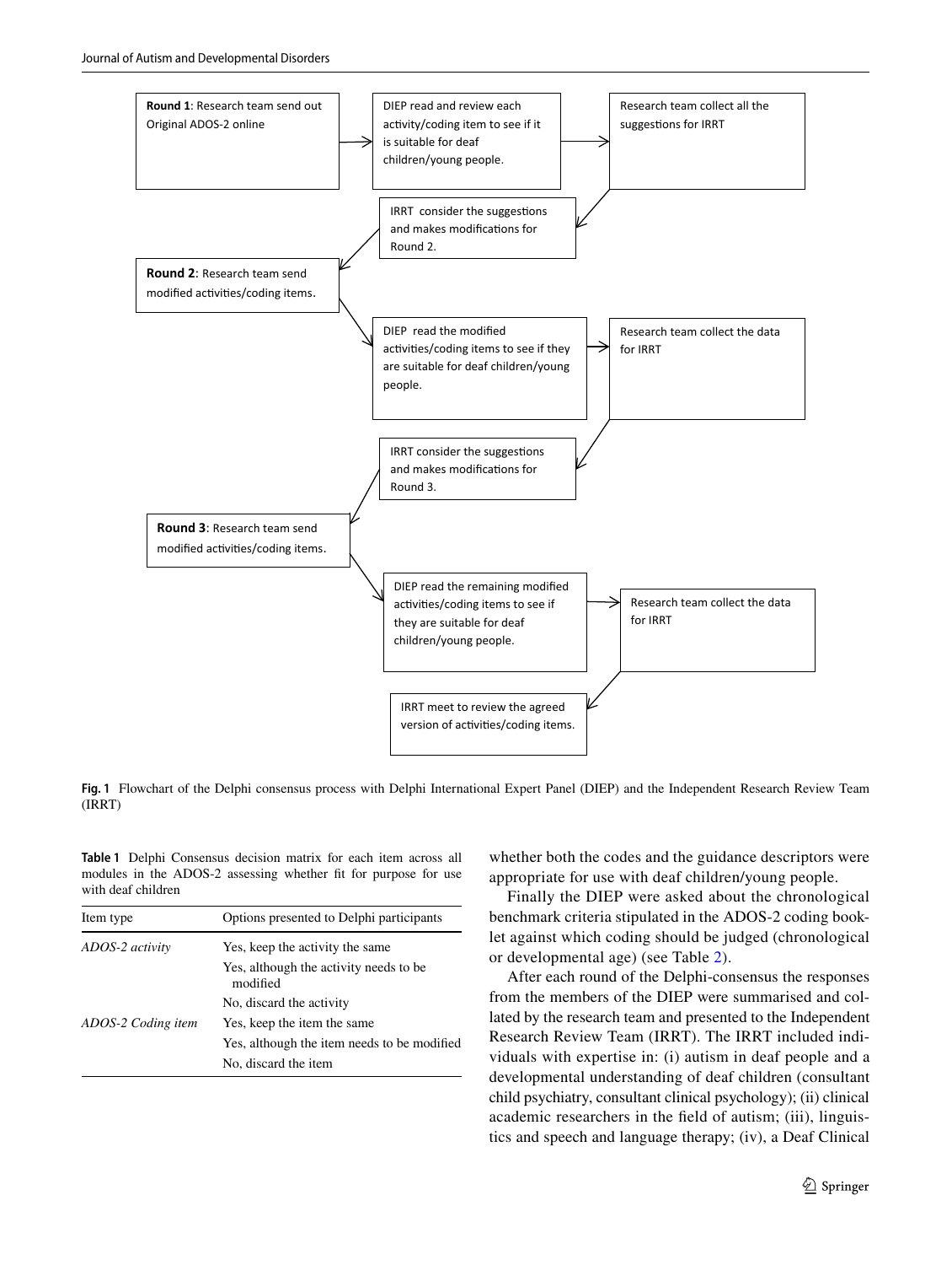Round 1: Research team send out Original ADOS-2 online

DIEP read and review each activity/coding item to see if it is suitable for deaf children/young people.

Research team collect all the suggestions for IRRT

IRRT consider the suggestions and makes modifications for Round 2.

Round 2: Research team send modified activities/coding items.

DIEP read the modified activities/coding items to see if they are suitable for deaf children/young people.

Research team collect the data for IRRT

IRRT consider the suggestions and makes modifications for Round 3.

Round 3: Research team send modified activities/coding items.

DIEP read the remaining modified activities/coding items to see if they are suitable for deaf children/young people.

Research team collect the data for IRRT

IRRT meet to review the agreed version of activities/coding items.

**Fig. 1** Flowchart of the Delphi consensus process with Delphi International Expert Panel (DIEP) and the Independent Research Review Team (IRRT)

**Table 1** Delphi Consensus decision matrix for each item across all modules in the ADOS-2 assessing whether fit for purpose for use with deaf children

| Item type | Options presented to Delphi participants |
|---|---|
| *ADOS-2 activity* | Yes, keep the activity the same |
| | Yes, although the activity needs to be modified |
| | No, discard the activity |
| *ADOS-2 Coding item* | Yes, keep the item the same |
| | Yes, although the item needs to be modified |
| | No, discard the item |

whether both the codes and the guidance descriptors were appropriate for use with deaf children/young people.

Finally the DIEP were asked about the chronological benchmark criteria stipulated in the ADOS-2 coding booklet against which coding should be judged (chronological or developmental age) (see Table 2).

After each round of the Delphi-consensus the responses from the members of the DIEP were summarised and collated by the research team and presented to the Independent Research Review Team (IRRT). The IRRT included individuals with expertise in: (i) autism in deaf people and a developmental understanding of deaf children (consultant child psychiatry, consultant clinical psychology); (ii) clinical academic researchers in the field of autism; (iii), linguistics and speech and language therapy; (iv), a Deaf Clinical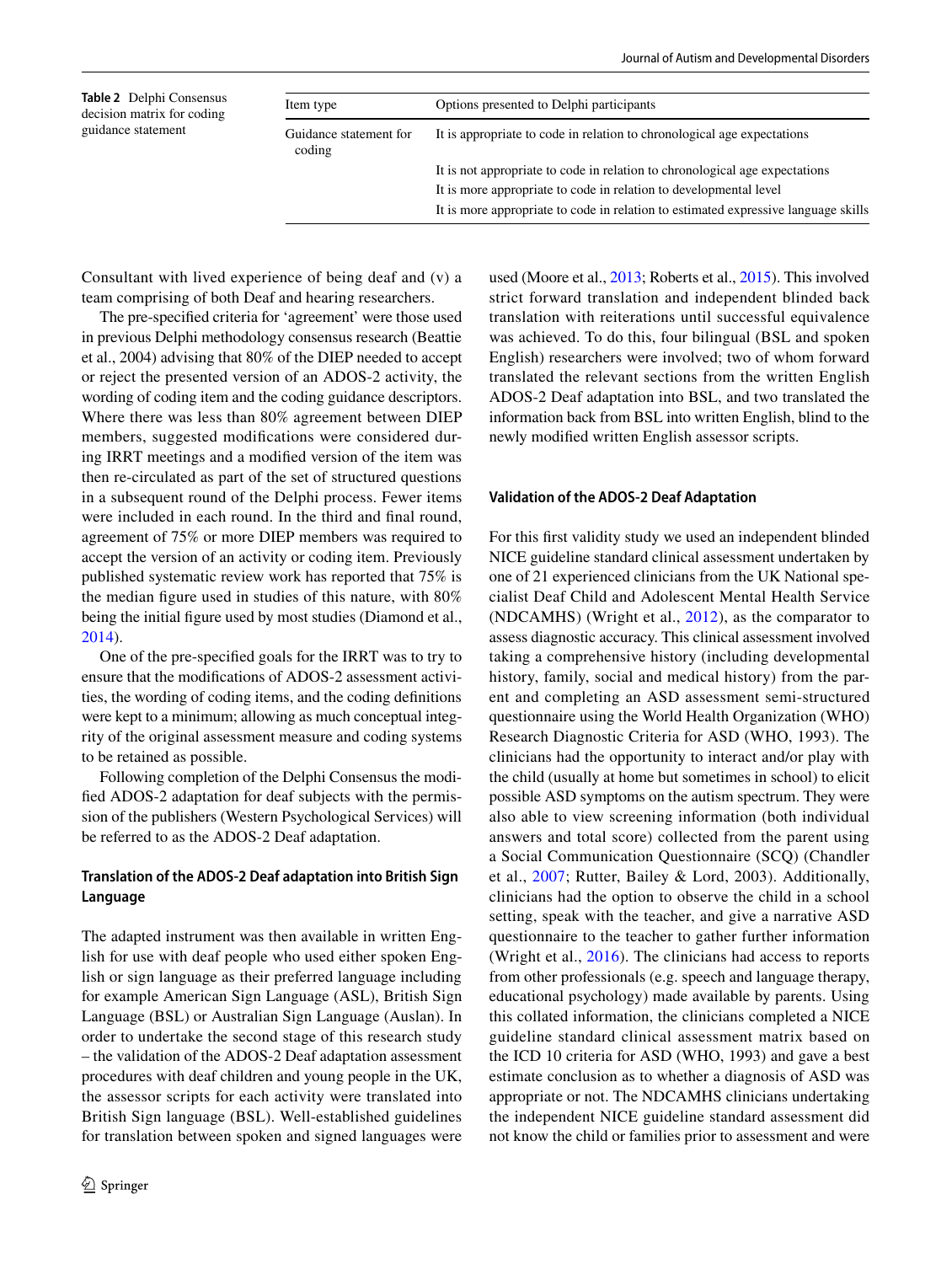**Table 2** Delphi Consensus decision matrix for coding guidance statement

| Item type | Options presented to Delphi participants |
|---|---|
| Guidance statement for coding | It is appropriate to code in relation to chronological age expectations |
| | It is not appropriate to code in relation to chronological age expectations |
| | It is more appropriate to code in relation to developmental level |
| | It is more appropriate to code in relation to estimated expressive language skills |

Consultant with lived experience of being deaf and (v) a team comprising of both Deaf and hearing researchers.

The pre-specified criteria for 'agreement' were those used in previous Delphi methodology consensus research (Beattie et al., 2004) advising that 80% of the DIEP needed to accept or reject the presented version of an ADOS-2 activity, the wording of coding item and the coding guidance descriptors. Where there was less than 80% agreement between DIEP members, suggested modifications were considered during IRRT meetings and a modified version of the item was then re-circulated as part of the set of structured questions in a subsequent round of the Delphi process. Fewer items were included in each round. In the third and final round, agreement of 75% or more DIEP members was required to accept the version of an activity or coding item. Previously published systematic review work has reported that 75% is the median figure used in studies of this nature, with 80% being the initial figure used by most studies (Diamond et al., 2014).

One of the pre-specified goals for the IRRT was to try to ensure that the modifications of ADOS-2 assessment activities, the wording of coding items, and the coding definitions were kept to a minimum; allowing as much conceptual integrity of the original assessment measure and coding systems to be retained as possible.

Following completion of the Delphi Consensus the modified ADOS-2 adaptation for deaf subjects with the permission of the publishers (Western Psychological Services) will be referred to as the ADOS-2 Deaf adaptation.

#### Translation of the ADOS-2 Deaf adaptation into British Sign Language

The adapted instrument was then available in written English for use with deaf people who used either spoken English or sign language as their preferred language including for example American Sign Language (ASL), British Sign Language (BSL) or Australian Sign Language (Auslan). In order to undertake the second stage of this research study – the validation of the ADOS-2 Deaf adaptation assessment procedures with deaf children and young people in the UK, the assessor scripts for each activity were translated into British Sign language (BSL). Well-established guidelines for translation between spoken and signed languages were used (Moore et al., 2013; Roberts et al., 2015). This involved strict forward translation and independent blinded back translation with reiterations until successful equivalence was achieved. To do this, four bilingual (BSL and spoken English) researchers were involved; two of whom forward translated the relevant sections from the written English ADOS-2 Deaf adaptation into BSL, and two translated the information back from BSL into written English, blind to the newly modified written English assessor scripts.

#### Validation of the ADOS-2 Deaf Adaptation

For this first validity study we used an independent blinded NICE guideline standard clinical assessment undertaken by one of 21 experienced clinicians from the UK National specialist Deaf Child and Adolescent Mental Health Service (NDCAMHS) (Wright et al., 2012), as the comparator to assess diagnostic accuracy. This clinical assessment involved taking a comprehensive history (including developmental history, family, social and medical history) from the parent and completing an ASD assessment semi-structured questionnaire using the World Health Organization (WHO) Research Diagnostic Criteria for ASD (WHO, 1993). The clinicians had the opportunity to interact and/or play with the child (usually at home but sometimes in school) to elicit possible ASD symptoms on the autism spectrum. They were also able to view screening information (both individual answers and total score) collected from the parent using a Social Communication Questionnaire (SCQ) (Chandler et al., 2007; Rutter, Bailey & Lord, 2003). Additionally, clinicians had the option to observe the child in a school setting, speak with the teacher, and give a narrative ASD questionnaire to the teacher to gather further information (Wright et al., 2016). The clinicians had access to reports from other professionals (e.g. speech and language therapy, educational psychology) made available by parents. Using this collated information, the clinicians completed a NICE guideline standard clinical assessment matrix based on the ICD 10 criteria for ASD (WHO, 1993) and gave a best estimate conclusion as to whether a diagnosis of ASD was appropriate or not. The NDCAMHS clinicians undertaking the independent NICE guideline standard assessment did not know the child or families prior to assessment and were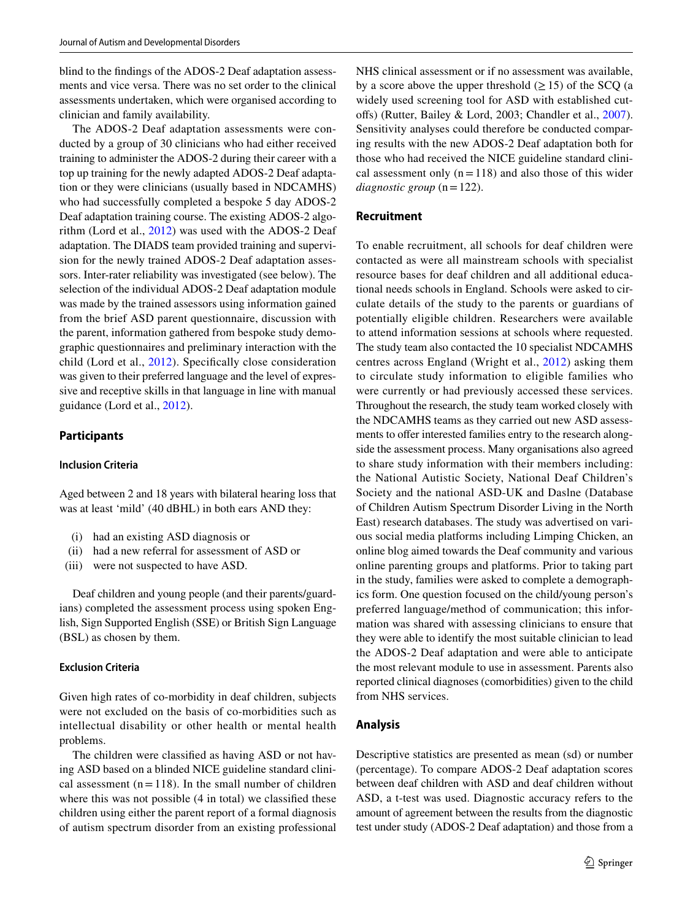blind to the findings of the ADOS-2 Deaf adaptation assessments and vice versa. There was no set order to the clinical assessments undertaken, which were organised according to clinician and family availability.

The ADOS-2 Deaf adaptation assessments were conducted by a group of 30 clinicians who had either received training to administer the ADOS-2 during their career with a top up training for the newly adapted ADOS-2 Deaf adaptation or they were clinicians (usually based in NDCAMHS) who had successfully completed a bespoke 5 day ADOS-2 Deaf adaptation training course. The existing ADOS-2 algorithm (Lord et al., 2012) was used with the ADOS-2 Deaf adaptation. The DIADS team provided training and supervision for the newly trained ADOS-2 Deaf adaptation assessors. Inter-rater reliability was investigated (see below). The selection of the individual ADOS-2 Deaf adaptation module was made by the trained assessors using information gained from the brief ASD parent questionnaire, discussion with the parent, information gathered from bespoke study demographic questionnaires and preliminary interaction with the child (Lord et al., 2012). Specifically close consideration was given to their preferred language and the level of expressive and receptive skills in that language in line with manual guidance (Lord et al., 2012).

## Participants

### Inclusion Criteria

Aged between 2 and 18 years with bilateral hearing loss that was at least 'mild' (40 dBHL) in both ears AND they:

(i) had an existing ASD diagnosis or
(ii) had a new referral for assessment of ASD or
(iii) were not suspected to have ASD.

Deaf children and young people (and their parents/guardians) completed the assessment process using spoken English, Sign Supported English (SSE) or British Sign Language (BSL) as chosen by them.

### Exclusion Criteria

Given high rates of co-morbidity in deaf children, subjects were not excluded on the basis of co-morbidities such as intellectual disability or other health or mental health problems.

The children were classified as having ASD or not having ASD based on a blinded NICE guideline standard clinical assessment (n = 118). In the small number of children where this was not possible (4 in total) we classified these children using either the parent report of a formal diagnosis of autism spectrum disorder from an existing professional NHS clinical assessment or if no assessment was available, by a score above the upper threshold (≥ 15) of the SCQ (a widely used screening tool for ASD with established cut-offs) (Rutter, Bailey & Lord, 2003; Chandler et al., 2007). Sensitivity analyses could therefore be conducted comparing results with the new ADOS-2 Deaf adaptation both for those who had received the NICE guideline standard clinical assessment only (n = 118) and also those of this wider *diagnostic group* (n = 122).

## Recruitment

To enable recruitment, all schools for deaf children were contacted as were all mainstream schools with specialist resource bases for deaf children and all additional educational needs schools in England. Schools were asked to circulate details of the study to the parents or guardians of potentially eligible children. Researchers were available to attend information sessions at schools where requested. The study team also contacted the 10 specialist NDCAMHS centres across England (Wright et al., 2012) asking them to circulate study information to eligible families who were currently or had previously accessed these services. Throughout the research, the study team worked closely with the NDCAMHS teams as they carried out new ASD assessments to offer interested families entry to the research alongside the assessment process. Many organisations also agreed to share study information with their members including: the National Autistic Society, National Deaf Children's Society and the national ASD-UK and Daslne (Database of Children Autism Spectrum Disorder Living in the North East) research databases. The study was advertised on various social media platforms including Limping Chicken, an online blog aimed towards the Deaf community and various online parenting groups and platforms. Prior to taking part in the study, families were asked to complete a demographics form. One question focused on the child/young person's preferred language/method of communication; this information was shared with assessing clinicians to ensure that they were able to identify the most suitable clinician to lead the ADOS-2 Deaf adaptation and were able to anticipate the most relevant module to use in assessment. Parents also reported clinical diagnoses (comorbidities) given to the child from NHS services.

## Analysis

Descriptive statistics are presented as mean (sd) or number (percentage). To compare ADOS-2 Deaf adaptation scores between deaf children with ASD and deaf children without ASD, a t-test was used. Diagnostic accuracy refers to the amount of agreement between the results from the diagnostic test under study (ADOS-2 Deaf adaptation) and those from a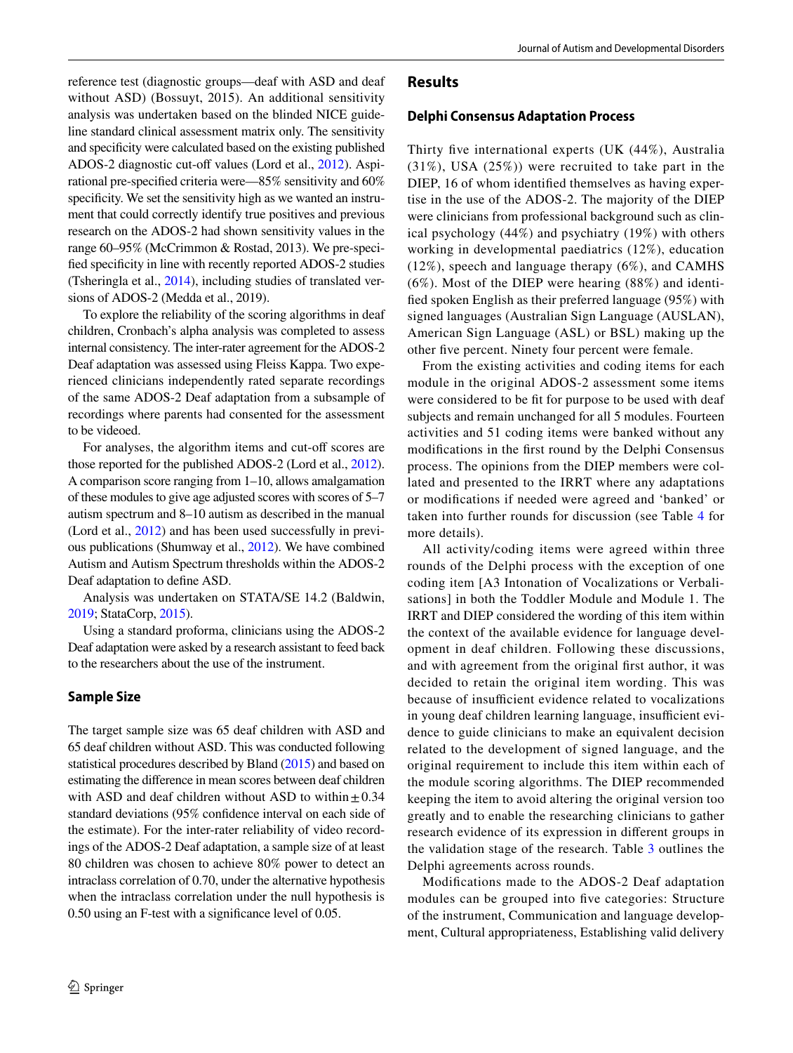reference test (diagnostic groups—deaf with ASD and deaf without ASD) (Bossuyt, 2015). An additional sensitivity analysis was undertaken based on the blinded NICE guideline standard clinical assessment matrix only. The sensitivity and specificity were calculated based on the existing published ADOS-2 diagnostic cut-off values (Lord et al., 2012). Aspirational pre-specified criteria were—85% sensitivity and 60% specificity. We set the sensitivity high as we wanted an instrument that could correctly identify true positives and previous research on the ADOS-2 had shown sensitivity values in the range 60–95% (McCrimmon & Rostad, 2013). We pre-specified specificity in line with recently reported ADOS-2 studies (Tsheringla et al., 2014), including studies of translated versions of ADOS-2 (Medda et al., 2019).

To explore the reliability of the scoring algorithms in deaf children, Cronbach's alpha analysis was completed to assess internal consistency. The inter-rater agreement for the ADOS-2 Deaf adaptation was assessed using Fleiss Kappa. Two experienced clinicians independently rated separate recordings of the same ADOS-2 Deaf adaptation from a subsample of recordings where parents had consented for the assessment to be videoed.

For analyses, the algorithm items and cut-off scores are those reported for the published ADOS-2 (Lord et al., 2012). A comparison score ranging from 1–10, allows amalgamation of these modules to give age adjusted scores with scores of 5–7 autism spectrum and 8–10 autism as described in the manual (Lord et al., 2012) and has been used successfully in previous publications (Shumway et al., 2012). We have combined Autism and Autism Spectrum thresholds within the ADOS-2 Deaf adaptation to define ASD.

Analysis was undertaken on STATA/SE 14.2 (Baldwin, 2019; StataCorp, 2015).

Using a standard proforma, clinicians using the ADOS-2 Deaf adaptation were asked by a research assistant to feed back to the researchers about the use of the instrument.

### Sample Size

The target sample size was 65 deaf children with ASD and 65 deaf children without ASD. This was conducted following statistical procedures described by Bland (2015) and based on estimating the difference in mean scores between deaf children with ASD and deaf children without ASD to within $\pm 0.34$ standard deviations (95% confidence interval on each side of the estimate). For the inter-rater reliability of video recordings of the ADOS-2 Deaf adaptation, a sample size of at least 80 children was chosen to achieve 80% power to detect an intraclass correlation of 0.70, under the alternative hypothesis when the intraclass correlation under the null hypothesis is 0.50 using an F-test with a significance level of 0.05.

## Results

### Delphi Consensus Adaptation Process

Thirty five international experts (UK (44%), Australia (31%), USA (25%)) were recruited to take part in the DIEP, 16 of whom identified themselves as having expertise in the use of the ADOS-2. The majority of the DIEP were clinicians from professional background such as clinical psychology (44%) and psychiatry (19%) with others working in developmental paediatrics (12%), education (12%), speech and language therapy (6%), and CAMHS (6%). Most of the DIEP were hearing (88%) and identified spoken English as their preferred language (95%) with signed languages (Australian Sign Language (AUSLAN), American Sign Language (ASL) or BSL) making up the other five percent. Ninety four percent were female.

From the existing activities and coding items for each module in the original ADOS-2 assessment some items were considered to be fit for purpose to be used with deaf subjects and remain unchanged for all 5 modules. Fourteen activities and 51 coding items were banked without any modifications in the first round by the Delphi Consensus process. The opinions from the DIEP members were collated and presented to the IRRT where any adaptations or modifications if needed were agreed and 'banked' or taken into further rounds for discussion (see Table 4 for more details).

All activity/coding items were agreed within three rounds of the Delphi process with the exception of one coding item [A3 Intonation of Vocalizations or Verbalisations] in both the Toddler Module and Module 1. The IRRT and DIEP considered the wording of this item within the context of the available evidence for language development in deaf children. Following these discussions, and with agreement from the original first author, it was decided to retain the original item wording. This was because of insufficient evidence related to vocalizations in young deaf children learning language, insufficient evidence to guide clinicians to make an equivalent decision related to the development of signed language, and the original requirement to include this item within each of the module scoring algorithms. The DIEP recommended keeping the item to avoid altering the original version too greatly and to enable the researching clinicians to gather research evidence of its expression in different groups in the validation stage of the research. Table 3 outlines the Delphi agreements across rounds.

Modifications made to the ADOS-2 Deaf adaptation modules can be grouped into five categories: Structure of the instrument, Communication and language development, Cultural appropriateness, Establishing valid delivery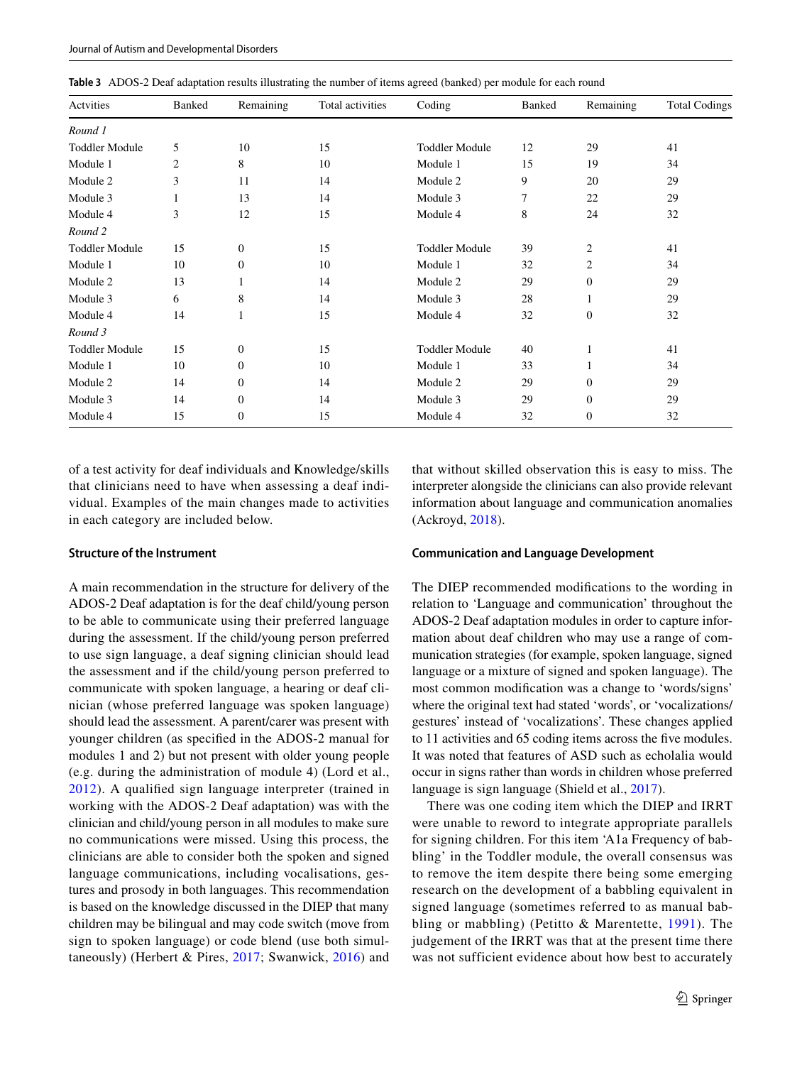**Table 3** ADOS-2 Deaf adaptation results illustrating the number of items agreed (banked) per module for each round

| Activties | Banked | Remaining | Total activities | Coding | Banked | Remaining | Total Codings |
|---|---|---|---|---|---|---|---|
| *Round 1* | | | | | | | |
| Toddler Module | 5 | 10 | 15 | Toddler Module | 12 | 29 | 41 |
| Module 1 | 2 | 8 | 10 | Module 1 | 15 | 19 | 34 |
| Module 2 | 3 | 11 | 14 | Module 2 | 9 | 20 | 29 |
| Module 3 | 1 | 13 | 14 | Module 3 | 7 | 22 | 29 |
| Module 4 | 3 | 12 | 15 | Module 4 | 8 | 24 | 32 |
| *Round 2* | | | | | | | |
| Toddler Module | 15 | 0 | 15 | Toddler Module | 39 | 2 | 41 |
| Module 1 | 10 | 0 | 10 | Module 1 | 32 | 2 | 34 |
| Module 2 | 13 | 1 | 14 | Module 2 | 29 | 0 | 29 |
| Module 3 | 6 | 8 | 14 | Module 3 | 28 | 1 | 29 |
| Module 4 | 14 | 1 | 15 | Module 4 | 32 | 0 | 32 |
| *Round 3* | | | | | | | |
| Toddler Module | 15 | 0 | 15 | Toddler Module | 40 | 1 | 41 |
| Module 1 | 10 | 0 | 10 | Module 1 | 33 | 1 | 34 |
| Module 2 | 14 | 0 | 14 | Module 2 | 29 | 0 | 29 |
| Module 3 | 14 | 0 | 14 | Module 3 | 29 | 0 | 29 |
| Module 4 | 15 | 0 | 15 | Module 4 | 32 | 0 | 32 |

of a test activity for deaf individuals and Knowledge/skills that clinicians need to have when assessing a deaf individual. Examples of the main changes made to activities in each category are included below.

### Structure of the Instrument

A main recommendation in the structure for delivery of the ADOS-2 Deaf adaptation is for the deaf child/young person to be able to communicate using their preferred language during the assessment. If the child/young person preferred to use sign language, a deaf signing clinician should lead the assessment and if the child/young person preferred to communicate with spoken language, a hearing or deaf clinician (whose preferred language was spoken language) should lead the assessment. A parent/carer was present with younger children (as specified in the ADOS-2 manual for modules 1 and 2) but not present with older young people (e.g. during the administration of module 4) (Lord et al., 2012). A qualified sign language interpreter (trained in working with the ADOS-2 Deaf adaptation) was with the clinician and child/young person in all modules to make sure no communications were missed. Using this process, the clinicians are able to consider both the spoken and signed language communications, including vocalisations, gestures and prosody in both languages. This recommendation is based on the knowledge discussed in the DIEP that many children may be bilingual and may code switch (move from sign to spoken language) or code blend (use both simultaneously) (Herbert & Pires, 2017; Swanwick, 2016) and that without skilled observation this is easy to miss. The interpreter alongside the clinicians can also provide relevant information about language and communication anomalies (Ackroyd, 2018).

### Communication and Language Development

The DIEP recommended modifications to the wording in relation to 'Language and communication' throughout the ADOS-2 Deaf adaptation modules in order to capture information about deaf children who may use a range of communication strategies (for example, spoken language, signed language or a mixture of signed and spoken language). The most common modification was a change to 'words/signs' where the original text had stated 'words', or 'vocalizations/gestures' instead of 'vocalizations'. These changes applied to 11 activities and 65 coding items across the five modules. It was noted that features of ASD such as echolalia would occur in signs rather than words in children whose preferred language is sign language (Shield et al., 2017).

There was one coding item which the DIEP and IRRT were unable to reword to integrate appropriate parallels for signing children. For this item 'A1a Frequency of babbling' in the Toddler module, the overall consensus was to remove the item despite there being some emerging research on the development of a babbling equivalent in signed language (sometimes referred to as manual babbling or mabbling) (Petitto & Marentette, 1991). The judgement of the IRRT was that at the present time there was not sufficient evidence about how best to accurately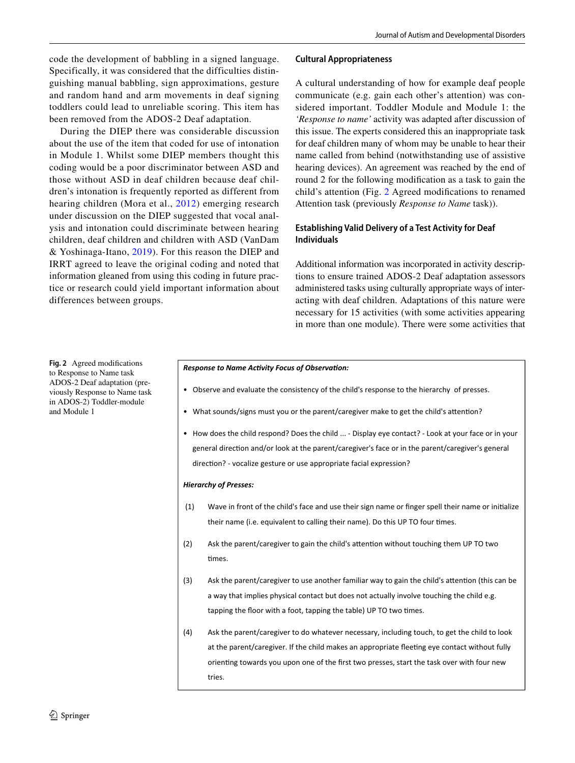code the development of babbling in a signed language. Specifically, it was considered that the difficulties distinguishing manual babbling, sign approximations, gesture and random hand and arm movements in deaf signing toddlers could lead to unreliable scoring. This item has been removed from the ADOS-2 Deaf adaptation.

During the DIEP there was considerable discussion about the use of the item that coded for use of intonation in Module 1. Whilst some DIEP members thought this coding would be a poor discriminator between ASD and those without ASD in deaf children because deaf children's intonation is frequently reported as different from hearing children (Mora et al., 2012) emerging research under discussion on the DIEP suggested that vocal analysis and intonation could discriminate between hearing children, deaf children and children with ASD (VanDam & Yoshinaga-Itano, 2019). For this reason the DIEP and IRRT agreed to leave the original coding and noted that information gleaned from using this coding in future practice or research could yield important information about differences between groups.

### Cultural Appropriateness

A cultural understanding of how for example deaf people communicate (e.g. gain each other's attention) was considered important. Toddler Module and Module 1: the *'Response to name'* activity was adapted after discussion of this issue. The experts considered this an inappropriate task for deaf children many of whom may be unable to hear their name called from behind (notwithstanding use of assistive hearing devices). An agreement was reached by the end of round 2 for the following modification as a task to gain the child's attention (Fig. 2 Agreed modifications to renamed Attention task (previously *Response to Name* task)).

### Establishing Valid Delivery of a Test Activity for Deaf Individuals

Additional information was incorporated in activity descriptions to ensure trained ADOS-2 Deaf adaptation assessors administered tasks using culturally appropriate ways of interacting with deaf children. Adaptations of this nature were necessary for 15 activities (with some activities appearing in more than one module). There were some activities that

**Fig. 2** Agreed modifications to Response to Name task ADOS-2 Deaf adaptation (previously Response to Name task in ADOS-2) Toddler-module and Module 1

***Response to Name Activity Focus of Observation:***

- Observe and evaluate the consistency of the child's response to the hierarchy of presses.
- What sounds/signs must you or the parent/caregiver make to get the child's attention?
- How does the child respond? Does the child ... - Display eye contact? - Look at your face or in your general direction and/or look at the parent/caregiver's face or in the parent/caregiver's general direction? - vocalize gesture or use appropriate facial expression?

***Hierarchy of Presses:***

(1) Wave in front of the child's face and use their sign name or finger spell their name or initialize their name (i.e. equivalent to calling their name). Do this UP TO four times.

(2) Ask the parent/caregiver to gain the child's attention without touching them UP TO two times.

(3) Ask the parent/caregiver to use another familiar way to gain the child's attention (this can be a way that implies physical contact but does not actually involve touching the child e.g. tapping the floor with a foot, tapping the table) UP TO two times.

(4) Ask the parent/caregiver to do whatever necessary, including touch, to get the child to look at the parent/caregiver. If the child makes an appropriate fleeting eye contact without fully orienting towards you upon one of the first two presses, start the task over with four new tries.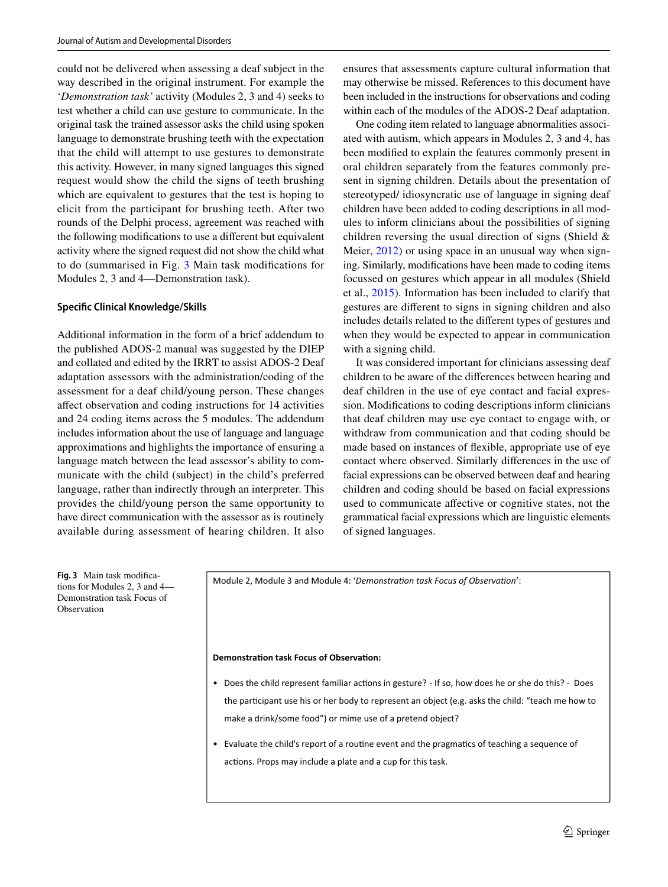could not be delivered when assessing a deaf subject in the way described in the original instrument. For example the '*Demonstration task'* activity (Modules 2, 3 and 4) seeks to test whether a child can use gesture to communicate. In the original task the trained assessor asks the child using spoken language to demonstrate brushing teeth with the expectation that the child will attempt to use gestures to demonstrate this activity. However, in many signed languages this signed request would show the child the signs of teeth brushing which are equivalent to gestures that the test is hoping to elicit from the participant for brushing teeth. After two rounds of the Delphi process, agreement was reached with the following modifications to use a different but equivalent activity where the signed request did not show the child what to do (summarised in Fig. 3 Main task modifications for Modules 2, 3 and 4—Demonstration task).

#### Specific Clinical Knowledge/Skills

Additional information in the form of a brief addendum to the published ADOS-2 manual was suggested by the DIEP and collated and edited by the IRRT to assist ADOS-2 Deaf adaptation assessors with the administration/coding of the assessment for a deaf child/young person. These changes affect observation and coding instructions for 14 activities and 24 coding items across the 5 modules. The addendum includes information about the use of language and language approximations and highlights the importance of ensuring a language match between the lead assessor's ability to communicate with the child (subject) in the child's preferred language, rather than indirectly through an interpreter. This provides the child/young person the same opportunity to have direct communication with the assessor as is routinely available during assessment of hearing children. It also ensures that assessments capture cultural information that may otherwise be missed. References to this document have been included in the instructions for observations and coding within each of the modules of the ADOS-2 Deaf adaptation.

One coding item related to language abnormalities associated with autism, which appears in Modules 2, 3 and 4, has been modified to explain the features commonly present in oral children separately from the features commonly present in signing children. Details about the presentation of stereotyped/ idiosyncratic use of language in signing deaf children have been added to coding descriptions in all modules to inform clinicians about the possibilities of signing children reversing the usual direction of signs (Shield & Meier, 2012) or using space in an unusual way when signing. Similarly, modifications have been made to coding items focussed on gestures which appear in all modules (Shield et al., 2015). Information has been included to clarify that gestures are different to signs in signing children and also includes details related to the different types of gestures and when they would be expected to appear in communication with a signing child.

It was considered important for clinicians assessing deaf children to be aware of the differences between hearing and deaf children in the use of eye contact and facial expression. Modifications to coding descriptions inform clinicians that deaf children may use eye contact to engage with, or withdraw from communication and that coding should be made based on instances of flexible, appropriate use of eye contact where observed. Similarly differences in the use of facial expressions can be observed between deaf and hearing children and coding should be based on facial expressions used to communicate affective or cognitive states, not the grammatical facial expressions which are linguistic elements of signed languages.

Module 2, Module 3 and Module 4: '*Demonstration task Focus of Observation*':

**Demonstration task Focus of Observation:**

- Does the child represent familiar actions in gesture? - If so, how does he or she do this? - Does the participant use his or her body to represent an object (e.g. asks the child: "teach me how to make a drink/some food") or mime use of a pretend object?
- Evaluate the child's report of a routine event and the pragmatics of teaching a sequence of actions. Props may include a plate and a cup for this task.

**Fig. 3** Main task modifications for Modules 2, 3 and 4—Demonstration task Focus of Observation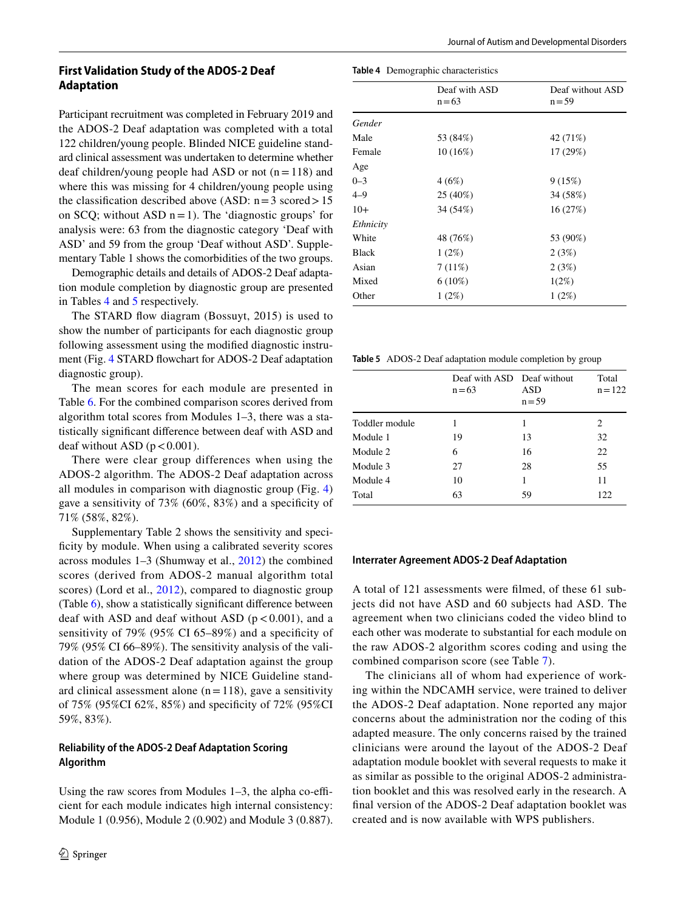## First Validation Study of the ADOS-2 Deaf Adaptation

Participant recruitment was completed in February 2019 and the ADOS-2 Deaf adaptation was completed with a total 122 children/young people. Blinded NICE guideline standard clinical assessment was undertaken to determine whether deaf children/young people had ASD or not (n = 118) and where this was missing for 4 children/young people using the classification described above (ASD: n = 3 scored > 15 on SCQ; without ASD n = 1). The 'diagnostic groups' for analysis were: 63 from the diagnostic category 'Deaf with ASD' and 59 from the group 'Deaf without ASD'. Supplementary Table 1 shows the comorbidities of the two groups.

Demographic details and details of ADOS-2 Deaf adaptation module completion by diagnostic group are presented in Tables 4 and 5 respectively.

The STARD flow diagram (Bossuyt, 2015) is used to show the number of participants for each diagnostic group following assessment using the modified diagnostic instrument (Fig. 4 STARD flowchart for ADOS-2 Deaf adaptation diagnostic group).

The mean scores for each module are presented in Table 6. For the combined comparison scores derived from algorithm total scores from Modules 1–3, there was a statistically significant difference between deaf with ASD and deaf without ASD ($p < 0.001$).

There were clear group differences when using the ADOS-2 algorithm. The ADOS-2 Deaf adaptation across all modules in comparison with diagnostic group (Fig. 4) gave a sensitivity of 73% (60%, 83%) and a specificity of 71% (58%, 82%).

Supplementary Table 2 shows the sensitivity and specificity by module. When using a calibrated severity scores across modules 1–3 (Shumway et al., 2012) the combined scores (derived from ADOS-2 manual algorithm total scores) (Lord et al., 2012), compared to diagnostic group (Table 6), show a statistically significant difference between deaf with ASD and deaf without ASD ($p < 0.001$), and a sensitivity of 79% (95% CI 65–89%) and a specificity of 79% (95% CI 66–89%). The sensitivity analysis of the validation of the ADOS-2 Deaf adaptation against the group where group was determined by NICE Guideline standard clinical assessment alone (n = 118), gave a sensitivity of 75% (95%CI 62%, 85%) and specificity of 72% (95%CI 59%, 83%).

### Reliability of the ADOS-2 Deaf Adaptation Scoring Algorithm

Using the raw scores from Modules 1–3, the alpha co-efficient for each module indicates high internal consistency: Module 1 (0.956), Module 2 (0.902) and Module 3 (0.887).

**Table 4** Demographic characteristics

| | Deaf with ASD n = 63 | Deaf without ASD n = 59 |
|---|---|---|
| *Gender* | | |
| Male | 53 (84%) | 42 (71%) |
| Female | 10 (16%) | 17 (29%) |
| Age | | |
| 0–3 | 4 (6%) | 9 (15%) |
| 4–9 | 25 (40%) | 34 (58%) |
| 10+ | 34 (54%) | 16 (27%) |
| *Ethnicity* | | |
| White | 48 (76%) | 53 (90%) |
| Black | 1 (2%) | 2 (3%) |
| Asian | 7 (11%) | 2 (3%) |
| Mixed | 6 (10%) | 1(2%) |
| Other | 1 (2%) | 1 (2%) |

**Table 5** ADOS-2 Deaf adaptation module completion by group

| | Deaf with ASD n = 63 | Deaf without ASD n = 59 | Total n = 122 |
|---|---|---|---|
| Toddler module | 1 | 1 | 2 |
| Module 1 | 19 | 13 | 32 |
| Module 2 | 6 | 16 | 22 |
| Module 3 | 27 | 28 | 55 |
| Module 4 | 10 | 1 | 11 |
| Total | 63 | 59 | 122 |

### Interrater Agreement ADOS-2 Deaf Adaptation

A total of 121 assessments were filmed, of these 61 subjects did not have ASD and 60 subjects had ASD. The agreement when two clinicians coded the video blind to each other was moderate to substantial for each module on the raw ADOS-2 algorithm scores coding and using the combined comparison score (see Table 7).

The clinicians all of whom had experience of working within the NDCAMH service, were trained to deliver the ADOS-2 Deaf adaptation. None reported any major concerns about the administration nor the coding of this adapted measure. The only concerns raised by the trained clinicians were around the layout of the ADOS-2 Deaf adaptation module booklet with several requests to make it as similar as possible to the original ADOS-2 administration booklet and this was resolved early in the research. A final version of the ADOS-2 Deaf adaptation booklet was created and is now available with WPS publishers.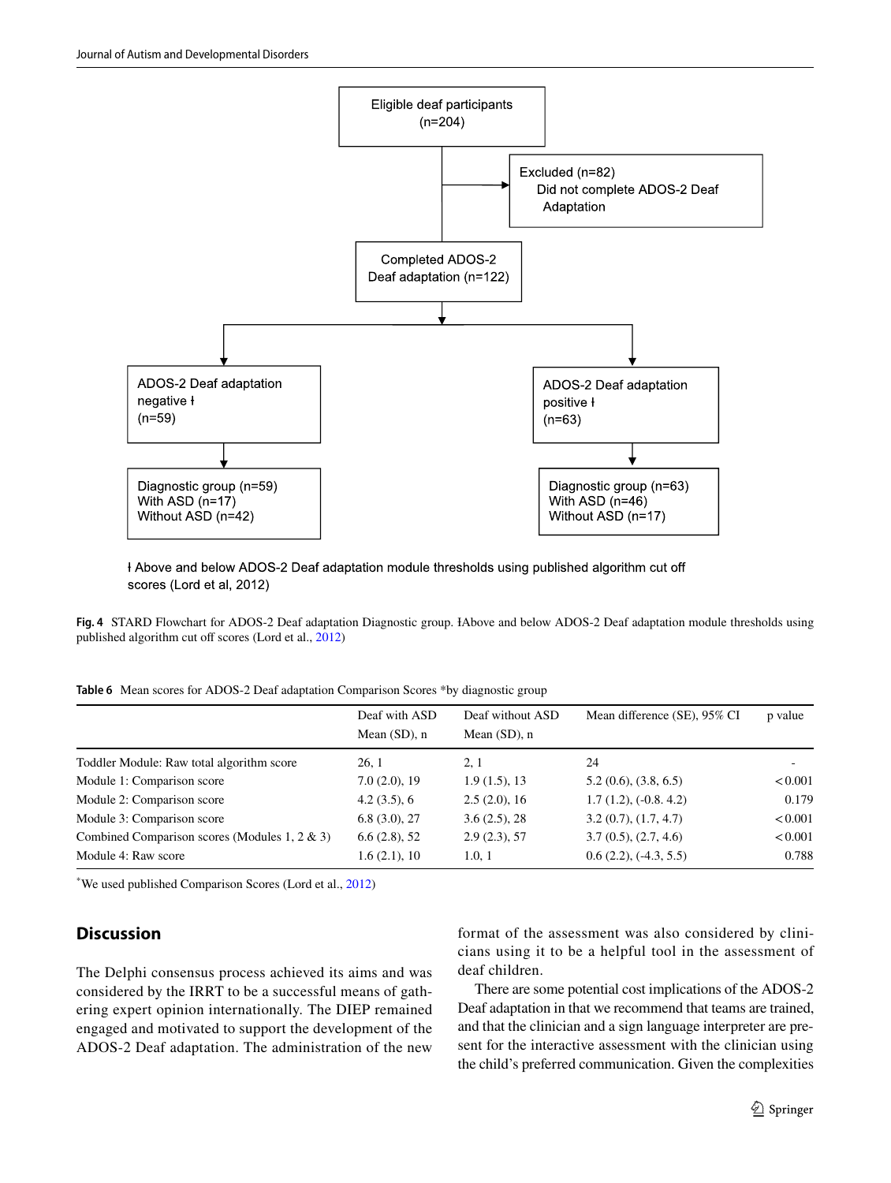Eligible deaf participants (n=204)

Excluded (n=82) Did not complete ADOS-2 Deaf Adaptation

Completed ADOS-2 Deaf adaptation (n=122)

ADOS-2 Deaf adaptation negative ł (n=59)

ADOS-2 Deaf adaptation positive ł (n=63)

Diagnostic group (n=59) With ASD (n=17) Without ASD (n=42)

Diagnostic group (n=63) With ASD (n=46) Without ASD (n=17)

ł Above and below ADOS-2 Deaf adaptation module thresholds using published algorithm cut off scores (Lord et al, 2012)

**Fig. 4** STARD Flowchart for ADOS-2 Deaf adaptation Diagnostic group. łAbove and below ADOS-2 Deaf adaptation module thresholds using published algorithm cut off scores (Lord et al., 2012)

**Table 6** Mean scores for ADOS-2 Deaf adaptation Comparison Scores *by diagnostic group

| | Deaf with ASD Mean (SD), n | Deaf without ASD Mean (SD), n | Mean difference (SE), 95% CI | p value |
|---|---|---|---|---|
| Toddler Module: Raw total algorithm score | 26, 1 | 2, 1 | 24 | - |
| Module 1: Comparison score | 7.0 (2.0), 19 | 1.9 (1.5), 13 | 5.2 (0.6), (3.8, 6.5) | < 0.001 |
| Module 2: Comparison score | 4.2 (3.5), 6 | 2.5 (2.0), 16 | 1.7 (1.2), (-0.8. 4.2) | 0.179 |
| Module 3: Comparison score | 6.8 (3.0), 27 | 3.6 (2.5), 28 | 3.2 (0.7), (1.7, 4.7) | < 0.001 |
| Combined Comparison scores (Modules 1, 2 & 3) | 6.6 (2.8), 52 | 2.9 (2.3), 57 | 3.7 (0.5), (2.7, 4.6) | < 0.001 |
| Module 4: Raw score | 1.6 (2.1), 10 | 1.0, 1 | 0.6 (2.2), (-4.3, 5.5) | 0.788 |

*We used published Comparison Scores (Lord et al., 2012)

## Discussion

The Delphi consensus process achieved its aims and was considered by the IRRT to be a successful means of gathering expert opinion internationally. The DIEP remained engaged and motivated to support the development of the ADOS-2 Deaf adaptation. The administration of the new format of the assessment was also considered by clinicians using it to be a helpful tool in the assessment of deaf children.

There are some potential cost implications of the ADOS-2 Deaf adaptation in that we recommend that teams are trained, and that the clinician and a sign language interpreter are present for the interactive assessment with the clinician using the child's preferred communication. Given the complexities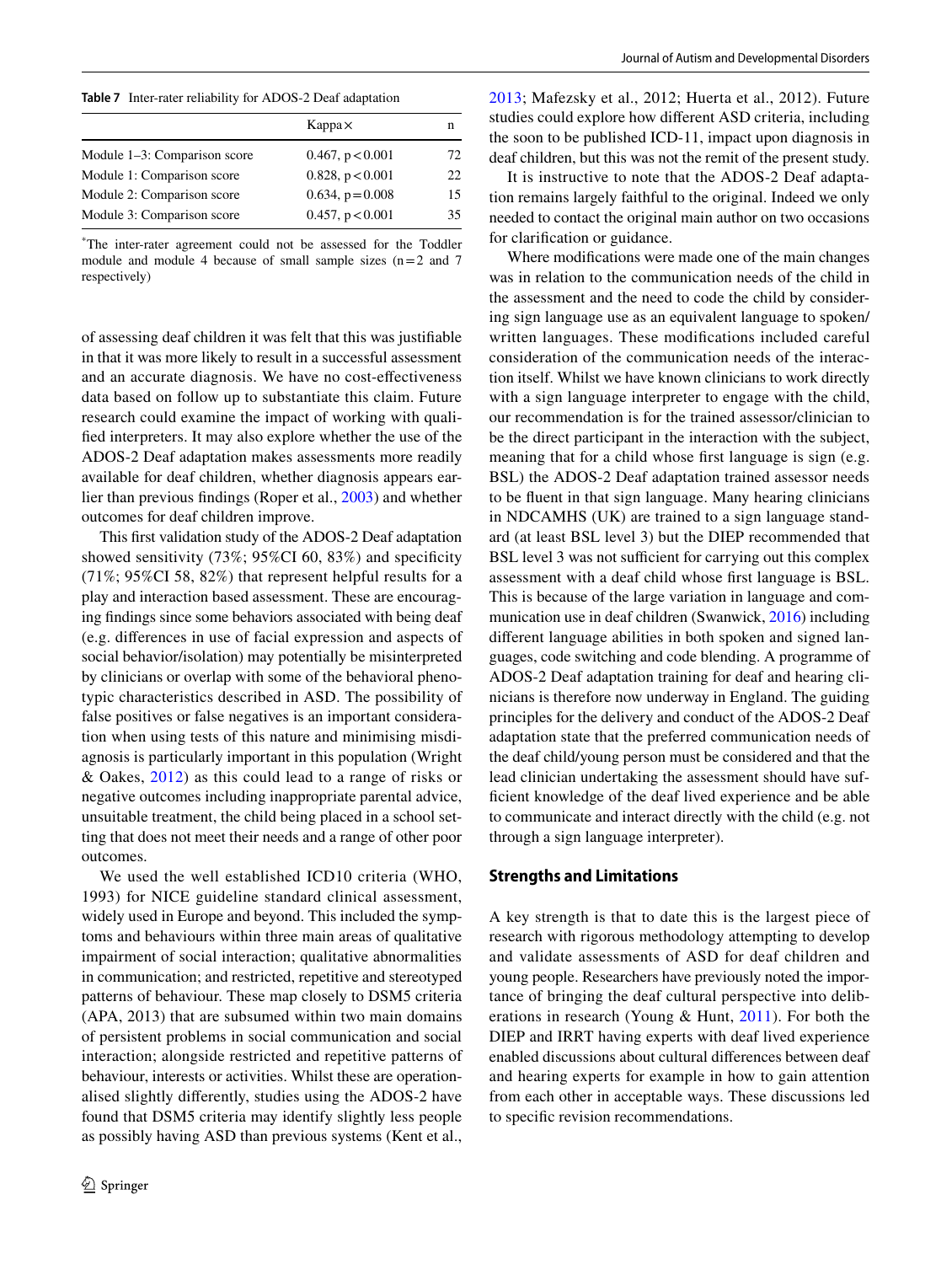**Table 7** Inter-rater reliability for ADOS-2 Deaf adaptation

| | Kappa× | n |
|---|---|---|
| Module 1–3: Comparison score | 0.467, $p < 0.001$ | 72 |
| Module 1: Comparison score | 0.828, $p < 0.001$ | 22 |
| Module 2: Comparison score | 0.634, $p = 0.008$ | 15 |
| Module 3: Comparison score | 0.457, $p < 0.001$ | 35 |

[×]The inter-rater agreement could not be assessed for the Toddler module and module 4 because of small sample sizes (n = 2 and 7 respectively)

of assessing deaf children it was felt that this was justifiable in that it was more likely to result in a successful assessment and an accurate diagnosis. We have no cost-effectiveness data based on follow up to substantiate this claim. Future research could examine the impact of working with qualified interpreters. It may also explore whether the use of the ADOS-2 Deaf adaptation makes assessments more readily available for deaf children, whether diagnosis appears earlier than previous findings (Roper et al., 2003) and whether outcomes for deaf children improve.

This first validation study of the ADOS-2 Deaf adaptation showed sensitivity (73%; 95%CI 60, 83%) and specificity (71%; 95%CI 58, 82%) that represent helpful results for a play and interaction based assessment. These are encouraging findings since some behaviors associated with being deaf (e.g. differences in use of facial expression and aspects of social behavior/isolation) may potentially be misinterpreted by clinicians or overlap with some of the behavioral phenotypic characteristics described in ASD. The possibility of false positives or false negatives is an important consideration when using tests of this nature and minimising misdiagnosis is particularly important in this population (Wright & Oakes, 2012) as this could lead to a range of risks or negative outcomes including inappropriate parental advice, unsuitable treatment, the child being placed in a school setting that does not meet their needs and a range of other poor outcomes.

We used the well established ICD10 criteria (WHO, 1993) for NICE guideline standard clinical assessment, widely used in Europe and beyond. This included the symptoms and behaviours within three main areas of qualitative impairment of social interaction; qualitative abnormalities in communication; and restricted, repetitive and stereotyped patterns of behaviour. These map closely to DSM5 criteria (APA, 2013) that are subsumed within two main domains of persistent problems in social communication and social interaction; alongside restricted and repetitive patterns of behaviour, interests or activities. Whilst these are operationalised slightly differently, studies using the ADOS-2 have found that DSM5 criteria may identify slightly less people as possibly having ASD than previous systems (Kent et al., 2013; Mafezsky et al., 2012; Huerta et al., 2012). Future studies could explore how different ASD criteria, including the soon to be published ICD-11, impact upon diagnosis in deaf children, but this was not the remit of the present study.

It is instructive to note that the ADOS-2 Deaf adaptation remains largely faithful to the original. Indeed we only needed to contact the original main author on two occasions for clarification or guidance.

Where modifications were made one of the main changes was in relation to the communication needs of the child in the assessment and the need to code the child by considering sign language use as an equivalent language to spoken/written languages. These modifications included careful consideration of the communication needs of the interaction itself. Whilst we have known clinicians to work directly with a sign language interpreter to engage with the child, our recommendation is for the trained assessor/clinician to be the direct participant in the interaction with the subject, meaning that for a child whose first language is sign (e.g. BSL) the ADOS-2 Deaf adaptation trained assessor needs to be fluent in that sign language. Many hearing clinicians in NDCAMHS (UK) are trained to a sign language standard (at least BSL level 3) but the DIEP recommended that BSL level 3 was not sufficient for carrying out this complex assessment with a deaf child whose first language is BSL. This is because of the large variation in language and communication use in deaf children (Swanwick, 2016) including different language abilities in both spoken and signed languages, code switching and code blending. A programme of ADOS-2 Deaf adaptation training for deaf and hearing clinicians is therefore now underway in England. The guiding principles for the delivery and conduct of the ADOS-2 Deaf adaptation state that the preferred communication needs of the deaf child/young person must be considered and that the lead clinician undertaking the assessment should have sufficient knowledge of the deaf lived experience and be able to communicate and interact directly with the child (e.g. not through a sign language interpreter).

## Strengths and Limitations

A key strength is that to date this is the largest piece of research with rigorous methodology attempting to develop and validate assessments of ASD for deaf children and young people. Researchers have previously noted the importance of bringing the deaf cultural perspective into deliberations in research (Young & Hunt, 2011). For both the DIEP and IRRT having experts with deaf lived experience enabled discussions about cultural differences between deaf and hearing experts for example in how to gain attention from each other in acceptable ways. These discussions led to specific revision recommendations.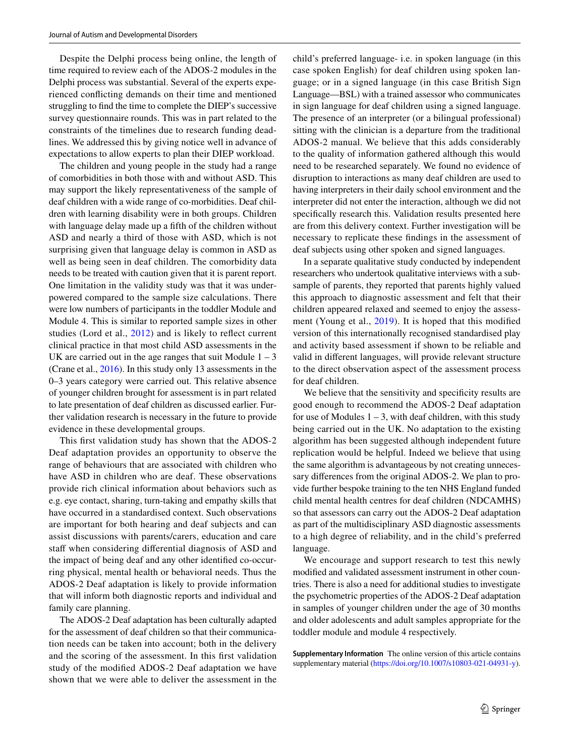Despite the Delphi process being online, the length of time required to review each of the ADOS-2 modules in the Delphi process was substantial. Several of the experts experienced conflicting demands on their time and mentioned struggling to find the time to complete the DIEP's successive survey questionnaire rounds. This was in part related to the constraints of the timelines due to research funding deadlines. We addressed this by giving notice well in advance of expectations to allow experts to plan their DIEP workload.

The children and young people in the study had a range of comorbidities in both those with and without ASD. This may support the likely representativeness of the sample of deaf children with a wide range of co-morbidities. Deaf children with learning disability were in both groups. Children with language delay made up a fifth of the children without ASD and nearly a third of those with ASD, which is not surprising given that language delay is common in ASD as well as being seen in deaf children. The comorbidity data needs to be treated with caution given that it is parent report. One limitation in the validity study was that it was underpowered compared to the sample size calculations. There were low numbers of participants in the toddler Module and Module 4. This is similar to reported sample sizes in other studies (Lord et al., 2012) and is likely to reflect current clinical practice in that most child ASD assessments in the UK are carried out in the age ranges that suit Module 1 – 3 (Crane et al., 2016). In this study only 13 assessments in the 0–3 years category were carried out. This relative absence of younger children brought for assessment is in part related to late presentation of deaf children as discussed earlier. Further validation research is necessary in the future to provide evidence in these developmental groups.

This first validation study has shown that the ADOS-2 Deaf adaptation provides an opportunity to observe the range of behaviours that are associated with children who have ASD in children who are deaf. These observations provide rich clinical information about behaviors such as e.g. eye contact, sharing, turn-taking and empathy skills that have occurred in a standardised context. Such observations are important for both hearing and deaf subjects and can assist discussions with parents/carers, education and care staff when considering differential diagnosis of ASD and the impact of being deaf and any other identified co-occurring physical, mental health or behavioral needs. Thus the ADOS-2 Deaf adaptation is likely to provide information that will inform both diagnostic reports and individual and family care planning.

The ADOS-2 Deaf adaptation has been culturally adapted for the assessment of deaf children so that their communication needs can be taken into account; both in the delivery and the scoring of the assessment. In this first validation study of the modified ADOS-2 Deaf adaptation we have shown that we were able to deliver the assessment in the child's preferred language- i.e. in spoken language (in this case spoken English) for deaf children using spoken language; or in a signed language (in this case British Sign Language—BSL) with a trained assessor who communicates in sign language for deaf children using a signed language. The presence of an interpreter (or a bilingual professional) sitting with the clinician is a departure from the traditional ADOS-2 manual. We believe that this adds considerably to the quality of information gathered although this would need to be researched separately. We found no evidence of disruption to interactions as many deaf children are used to having interpreters in their daily school environment and the interpreter did not enter the interaction, although we did not specifically research this. Validation results presented here are from this delivery context. Further investigation will be necessary to replicate these findings in the assessment of deaf subjects using other spoken and signed languages.

In a separate qualitative study conducted by independent researchers who undertook qualitative interviews with a subsample of parents, they reported that parents highly valued this approach to diagnostic assessment and felt that their children appeared relaxed and seemed to enjoy the assessment (Young et al., 2019). It is hoped that this modified version of this internationally recognised standardised play and activity based assessment if shown to be reliable and valid in different languages, will provide relevant structure to the direct observation aspect of the assessment process for deaf children.

We believe that the sensitivity and specificity results are good enough to recommend the ADOS-2 Deaf adaptation for use of Modules 1 – 3, with deaf children, with this study being carried out in the UK. No adaptation to the existing algorithm has been suggested although independent future replication would be helpful. Indeed we believe that using the same algorithm is advantageous by not creating unnecessary differences from the original ADOS-2. We plan to provide further bespoke training to the ten NHS England funded child mental health centres for deaf children (NDCAMHS) so that assessors can carry out the ADOS-2 Deaf adaptation as part of the multidisciplinary ASD diagnostic assessments to a high degree of reliability, and in the child's preferred language.

We encourage and support research to test this newly modified and validated assessment instrument in other countries. There is also a need for additional studies to investigate the psychometric properties of the ADOS-2 Deaf adaptation in samples of younger children under the age of 30 months and older adolescents and adult samples appropriate for the toddler module and module 4 respectively.

**Supplementary Information** The online version of this article contains supplementary material (https://doi.org/10.1007/s10803-021-04931-y).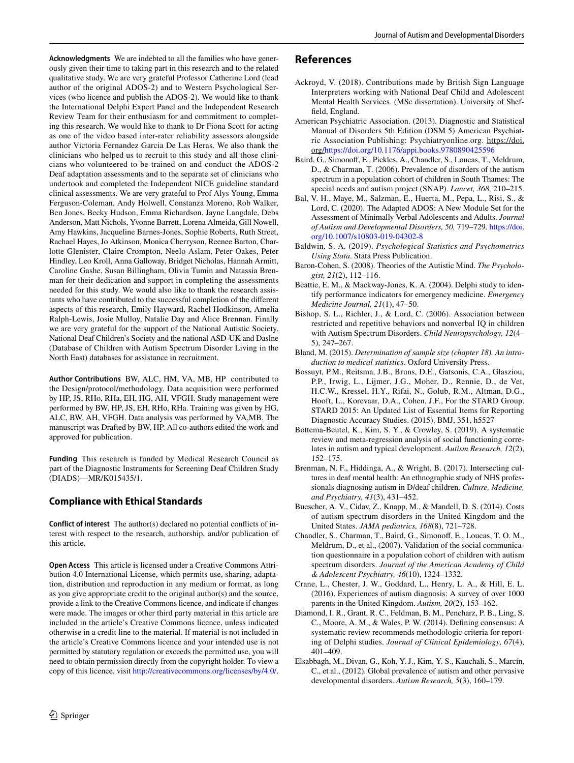**Acknowledgments** We are indebted to all the families who have generously given their time to taking part in this research and to the related qualitative study. We are very grateful Professor Catherine Lord (lead author of the original ADOS-2) and to Western Psychological Services (who licence and publish the ADOS-2). We would like to thank the International Delphi Expert Panel and the Independent Research Review Team for their enthusiasm for and commitment to completing this research. We would like to thank to Dr Fiona Scott for acting as one of the video based inter-rater reliability assessors alongside author Victoria Fernandez Garcia De Las Heras. We also thank the clinicians who helped us to recruit to this study and all those clinicians who volunteered to be trained on and conduct the ADOS-2 Deaf adaptation assessments and to the separate set of clinicians who undertook and completed the Independent NICE guideline standard clinical assessments. We are very grateful to Prof Alys Young, Emma Ferguson-Coleman, Andy Holwell, Constanza Moreno, Rob Walker, Ben Jones, Becky Hudson, Emma Richardson, Jayne Langdale, Debs Anderson, Matt Nichols, Yvonne Barrett, Lorena Almeida, Gill Nowell, Amy Hawkins, Jacqueline Barnes-Jones, Sophie Roberts, Ruth Street, Rachael Hayes, Jo Atkinson, Monica Cherryson, Reenee Barton, Charlotte Glenister, Claire Crompton, Neelo Aslam, Peter Oakes, Peter Hindley, Leo Kroll, Anna Galloway, Bridget Nicholas, Hannah Armitt, Caroline Gashe, Susan Billingham, Olivia Tumin and Natassia Brenman for their dedication and support in completing the assessments needed for this study. We would also like to thank the research assistants who have contributed to the successful completion of the different aspects of this research, Emily Hayward, Rachel Hodkinson, Amelia Ralph-Lewis, Josie Mulloy, Natalie Day and Alice Brennan. Finally we are very grateful for the support of the National Autistic Society, National Deaf Children's Society and the national ASD-UK and Daslne (Database of Children with Autism Spectrum Disorder Living in the North East) databases for assistance in recruitment.

**Author Contributions** BW, ALC, HM, VA, MB, HP contributed to the Design/protocol/methodology. Data acquisition were performed by HP, JS, RHo, RHa, EH, HG, AH, VFGH. Study management were performed by BW, HP, JS, EH, RHo, RHa. Training was given by HG, ALC, BW, AH, VFGH. Data analysis was performed by VA,MB. The manuscript was Drafted by BW, HP. All co-authors edited the work and approved for publication.

**Funding** This research is funded by Medical Research Council as part of the Diagnostic Instruments for Screening Deaf Children Study (DIADS)—MR/K015435/1.

## Compliance with Ethical Standards

**Conflict of interest** The author(s) declared no potential conflicts of interest with respect to the research, authorship, and/or publication of this article.

**Open Access** This article is licensed under a Creative Commons Attribution 4.0 International License, which permits use, sharing, adaptation, distribution and reproduction in any medium or format, as long as you give appropriate credit to the original author(s) and the source, provide a link to the Creative Commons licence, and indicate if changes were made. The images or other third party material in this article are included in the article's Creative Commons licence, unless indicated otherwise in a credit line to the material. If material is not included in the article's Creative Commons licence and your intended use is not permitted by statutory regulation or exceeds the permitted use, you will need to obtain permission directly from the copyright holder. To view a copy of this licence, visit http://creativecommons.org/licenses/by/4.0/.

## References

Ackroyd, V. (2018). Contributions made by British Sign Language Interpreters working with National Deaf Child and Adolescent Mental Health Services. (MSc dissertation). University of Sheffield, England.

American Psychiatric Association. (2013). Diagnostic and Statistical Manual of Disorders 5th Edition (DSM 5) American Psychiatric Association Publishing: Psychiatryonline.org. https://doi.org/https://doi.org/10.1176/appi.books.9780890425596

Baird, G., Simonoff, E., Pickles, A., Chandler, S., Loucas, T., Meldrum, D., & Charman, T. (2006). Prevalence of disorders of the autism spectrum in a population cohort of children in South Thames: The special needs and autism project (SNAP). *Lancet, 368,* 210–215.

Bal, V. H., Maye, M., Salzman, E., Huerta, M., Pepa, L., Risi, S., & Lord, C. (2020). The Adapted ADOS: A New Module Set for the Assessment of Minimally Verbal Adolescents and Adults. *Journal of Autism and Developmental Disorders, 50,* 719–729. https://doi.org/10.1007/s10803-019-04302-8

Baldwin, S. A. (2019). *Psychological Statistics and Psychometrics Using Stata*. Stata Press Publication.

Baron-Cohen, S. (2008). Theories of the Autistic Mind. *The Psychologist, 21*(2), 112–116.

Beattie, E. M., & Mackway-Jones, K. A. (2004). Delphi study to identify performance indicators for emergency medicine. *Emergency Medicine Journal, 21*(1), 47–50.

Bishop, S. L., Richler, J., & Lord, C. (2006). Association between restricted and repetitive behaviors and nonverbal IQ in children with Autism Spectrum Disorders. *Child Neuropsychology, 12*(4–5), 247–267.

Bland, M. (2015). *Determination of sample size (chapter 18). An introduction to medical statistics*. Oxford University Press.

Bossuyt, P.M., Reitsma, J.B., Bruns, D.E., Gatsonis, C.A., Glasziou, P.P., Irwig, L., Lijmer, J.G., Moher, D., Rennie, D., de Vet, H.C.W., Kressel, H.Y., Rifai, N., Golub, R.M., Altman, D.G., Hooft, L., Korevaar, D.A., Cohen, J.F., For the STARD Group. STARD 2015: An Updated List of Essential Items for Reporting Diagnostic Accuracy Studies. (2015). BMJ, 351, h5527

Bottema-Beutel, K., Kim, S. Y., & Crowley, S. (2019). A systematic review and meta-regression analysis of social functioning correlates in autism and typical development. *Autism Research, 12*(2), 152–175.

Brenman, N. F., Hiddinga, A., & Wright, B. (2017). Intersecting cultures in deaf mental health: An ethnographic study of NHS professionals diagnosing autism in D/deaf children. *Culture, Medicine, and Psychiatry, 41*(3), 431–452.

Buescher, A. V., Cidav, Z., Knapp, M., & Mandell, D. S. (2014). Costs of autism spectrum disorders in the United Kingdom and the United States. *JAMA pediatrics, 168*(8), 721–728.

Chandler, S., Charman, T., Baird, G., Simonoff, E., Loucas, T. O. M., Meldrum, D., et al., (2007). Validation of the social communication questionnaire in a population cohort of children with autism spectrum disorders. *Journal of the American Academy of Child & Adolescent Psychiatry, 46*(10), 1324–1332.

Crane, L., Chester, J. W., Goddard, L., Henry, L. A., & Hill, E. L. (2016). Experiences of autism diagnosis: A survey of over 1000 parents in the United Kingdom. *Autism, 20*(2), 153–162.

Diamond, I. R., Grant, R. C., Feldman, B. M., Pencharz, P. B., Ling, S. C., Moore, A. M., & Wales, P. W. (2014). Defining consensus: A systematic review recommends methodologic criteria for reporting of Delphi studies. *Journal of Clinical Epidemiology, 67*(4), 401–409.

Elsabbagh, M., Divan, G., Koh, Y. J., Kim, Y. S., Kauchali, S., Marcín, C., et al., (2012). Global prevalence of autism and other pervasive developmental disorders. *Autism Research, 5*(3), 160–179.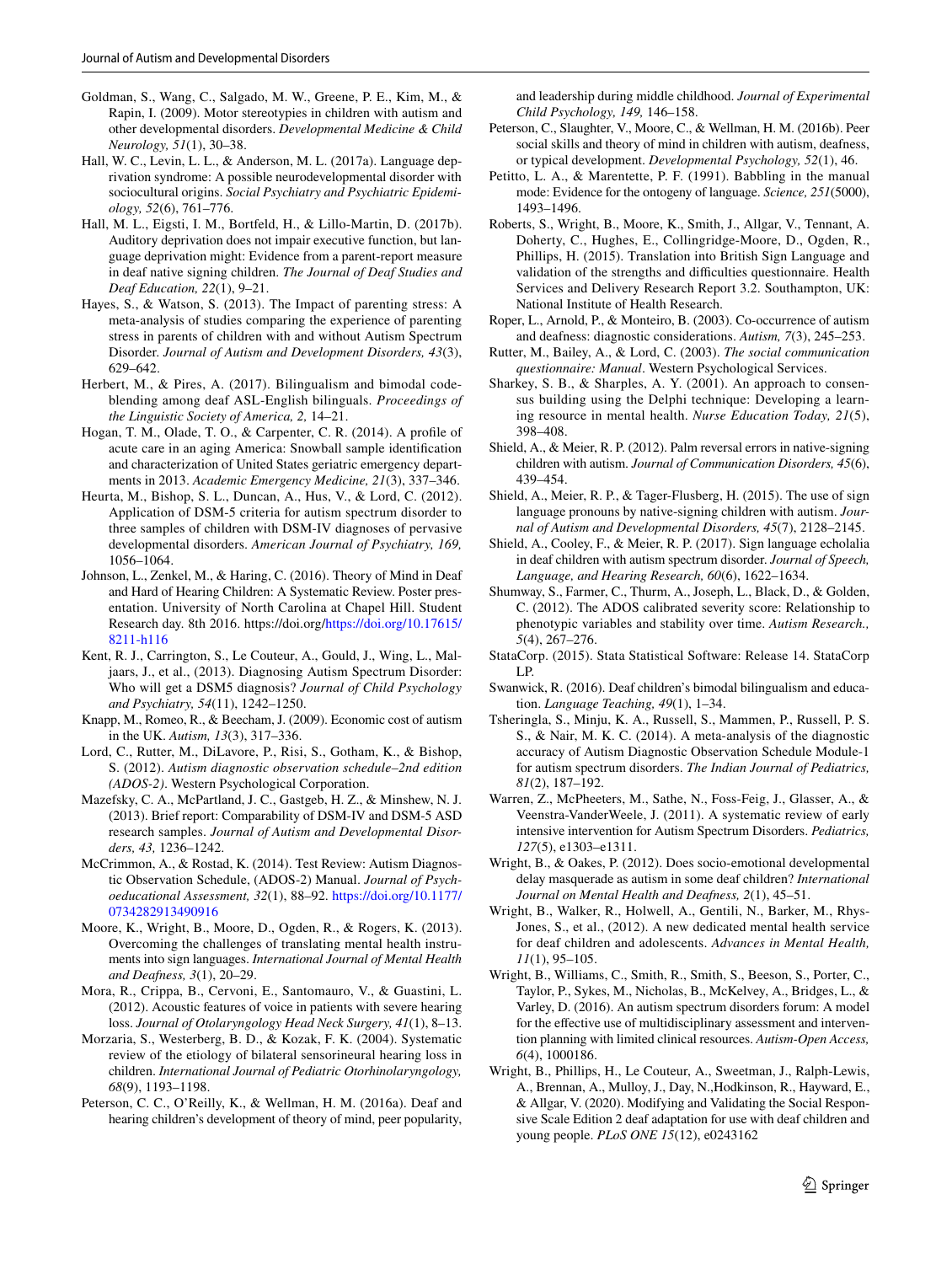Goldman, S., Wang, C., Salgado, M. W., Greene, P. E., Kim, M., & Rapin, I. (2009). Motor stereotypies in children with autism and other developmental disorders. *Developmental Medicine & Child Neurology, 51*(1), 30–38.

Hall, W. C., Levin, L. L., & Anderson, M. L. (2017a). Language deprivation syndrome: A possible neurodevelopmental disorder with sociocultural origins. *Social Psychiatry and Psychiatric Epidemiology, 52*(6), 761–776.

Hall, M. L., Eigsti, I. M., Bortfeld, H., & Lillo-Martin, D. (2017b). Auditory deprivation does not impair executive function, but language deprivation might: Evidence from a parent-report measure in deaf native signing children. *The Journal of Deaf Studies and Deaf Education, 22*(1), 9–21.

Hayes, S., & Watson, S. (2013). The Impact of parenting stress: A meta-analysis of studies comparing the experience of parenting stress in parents of children with and without Autism Spectrum Disorder. *Journal of Autism and Development Disorders, 43*(3), 629–642.

Herbert, M., & Pires, A. (2017). Bilingualism and bimodal code-blending among deaf ASL-English bilinguals. *Proceedings of the Linguistic Society of America, 2,* 14–21.

Hogan, T. M., Olade, T. O., & Carpenter, C. R. (2014). A profile of acute care in an aging America: Snowball sample identification and characterization of United States geriatric emergency departments in 2013. *Academic Emergency Medicine, 21*(3), 337–346.

Heurta, M., Bishop, S. L., Duncan, A., Hus, V., & Lord, C. (2012). Application of DSM-5 criteria for autism spectrum disorder to three samples of children with DSM-IV diagnoses of pervasive developmental disorders. *American Journal of Psychiatry, 169,* 1056–1064.

Johnson, L., Zenkel, M., & Haring, C. (2016). Theory of Mind in Deaf and Hard of Hearing Children: A Systematic Review. Poster presentation. University of North Carolina at Chapel Hill. Student Research day. 8th 2016. https://doi.org/https://doi.org/10.17615/8211-h116

Kent, R. J., Carrington, S., Le Couteur, A., Gould, J., Wing, L., Maljaars, J., et al., (2013). Diagnosing Autism Spectrum Disorder: Who will get a DSM5 diagnosis? *Journal of Child Psychology and Psychiatry, 54*(11), 1242–1250.

Knapp, M., Romeo, R., & Beecham, J. (2009). Economic cost of autism in the UK. *Autism, 13*(3), 317–336.

Lord, C., Rutter, M., DiLavore, P., Risi, S., Gotham, K., & Bishop, S. (2012). *Autism diagnostic observation schedule–2nd edition (ADOS-2)*. Western Psychological Corporation.

Mazefsky, C. A., McPartland, J. C., Gastgeb, H. Z., & Minshew, N. J. (2013). Brief report: Comparability of DSM-IV and DSM-5 ASD research samples. *Journal of Autism and Developmental Disorders, 43,* 1236–1242.

McCrimmon, A., & Rostad, K. (2014). Test Review: Autism Diagnostic Observation Schedule, (ADOS-2) Manual. *Journal of Psychoeducational Assessment, 32*(1), 88–92. https://doi.org/10.1177/0734282913490916

Moore, K., Wright, B., Moore, D., Ogden, R., & Rogers, K. (2013). Overcoming the challenges of translating mental health instruments into sign languages. *International Journal of Mental Health and Deafness, 3*(1), 20–29.

Mora, R., Crippa, B., Cervoni, E., Santomauro, V., & Guastini, L. (2012). Acoustic features of voice in patients with severe hearing loss. *Journal of Otolaryngology Head Neck Surgery, 41*(1), 8–13.

Morzaria, S., Westerberg, B. D., & Kozak, F. K. (2004). Systematic review of the etiology of bilateral sensorineural hearing loss in children. *International Journal of Pediatric Otorhinolaryngology, 68*(9), 1193–1198.

Peterson, C. C., O'Reilly, K., & Wellman, H. M. (2016a). Deaf and hearing children's development of theory of mind, peer popularity, and leadership during middle childhood. *Journal of Experimental Child Psychology, 149,* 146–158.

Peterson, C., Slaughter, V., Moore, C., & Wellman, H. M. (2016b). Peer social skills and theory of mind in children with autism, deafness, or typical development. *Developmental Psychology, 52*(1), 46.

Petitto, L. A., & Marentette, P. F. (1991). Babbling in the manual mode: Evidence for the ontogeny of language. *Science, 251*(5000), 1493–1496.

Roberts, S., Wright, B., Moore, K., Smith, J., Allgar, V., Tennant, A. Doherty, C., Hughes, E., Collingridge-Moore, D., Ogden, R., Phillips, H. (2015). Translation into British Sign Language and validation of the strengths and difficulties questionnaire. Health Services and Delivery Research Report 3.2. Southampton, UK: National Institute of Health Research.

Roper, L., Arnold, P., & Monteiro, B. (2003). Co-occurrence of autism and deafness: diagnostic considerations. *Autism, 7*(3), 245–253.

Rutter, M., Bailey, A., & Lord, C. (2003). *The social communication questionnaire: Manual*. Western Psychological Services.

Sharkey, S. B., & Sharples, A. Y. (2001). An approach to consensus building using the Delphi technique: Developing a learning resource in mental health. *Nurse Education Today, 21*(5), 398–408.

Shield, A., & Meier, R. P. (2012). Palm reversal errors in native-signing children with autism. *Journal of Communication Disorders, 45*(6), 439–454.

Shield, A., Meier, R. P., & Tager-Flusberg, H. (2015). The use of sign language pronouns by native-signing children with autism. *Journal of Autism and Developmental Disorders, 45*(7), 2128–2145.

Shield, A., Cooley, F., & Meier, R. P. (2017). Sign language echolalia in deaf children with autism spectrum disorder. *Journal of Speech, Language, and Hearing Research, 60*(6), 1622–1634.

Shumway, S., Farmer, C., Thurm, A., Joseph, L., Black, D., & Golden, C. (2012). The ADOS calibrated severity score: Relationship to phenotypic variables and stability over time. *Autism Research., 5*(4), 267–276.

StataCorp. (2015). Stata Statistical Software: Release 14. StataCorp LP.

Swanwick, R. (2016). Deaf children's bimodal bilingualism and education. *Language Teaching, 49*(1), 1–34.

Tsheringla, S., Minju, K. A., Russell, S., Mammen, P., Russell, P. S. S., & Nair, M. K. C. (2014). A meta-analysis of the diagnostic accuracy of Autism Diagnostic Observation Schedule Module-1 for autism spectrum disorders. *The Indian Journal of Pediatrics, 81*(2), 187–192.

Warren, Z., McPheeters, M., Sathe, N., Foss-Feig, J., Glasser, A., & Veenstra-VanderWeele, J. (2011). A systematic review of early intensive intervention for Autism Spectrum Disorders. *Pediatrics, 127*(5), e1303–e1311.

Wright, B., & Oakes, P. (2012). Does socio-emotional developmental delay masquerade as autism in some deaf children? *International Journal on Mental Health and Deafness, 2*(1), 45–51.

Wright, B., Walker, R., Holwell, A., Gentili, N., Barker, M., Rhys-Jones, S., et al., (2012). A new dedicated mental health service for deaf children and adolescents. *Advances in Mental Health, 11*(1), 95–105.

Wright, B., Williams, C., Smith, R., Smith, S., Beeson, S., Porter, C., Taylor, P., Sykes, M., Nicholas, B., McKelvey, A., Bridges, L., & Varley, D. (2016). An autism spectrum disorders forum: A model for the effective use of multidisciplinary assessment and intervention planning with limited clinical resources. *Autism-Open Access, 6*(4), 1000186.

Wright, B., Phillips, H., Le Couteur, A., Sweetman, J., Ralph-Lewis, A., Brennan, A., Mulloy, J., Day, N.,Hodkinson, R., Hayward, E., & Allgar, V. (2020). Modifying and Validating the Social Responsive Scale Edition 2 deaf adaptation for use with deaf children and young people. *PLoS ONE 15*(12), e0243162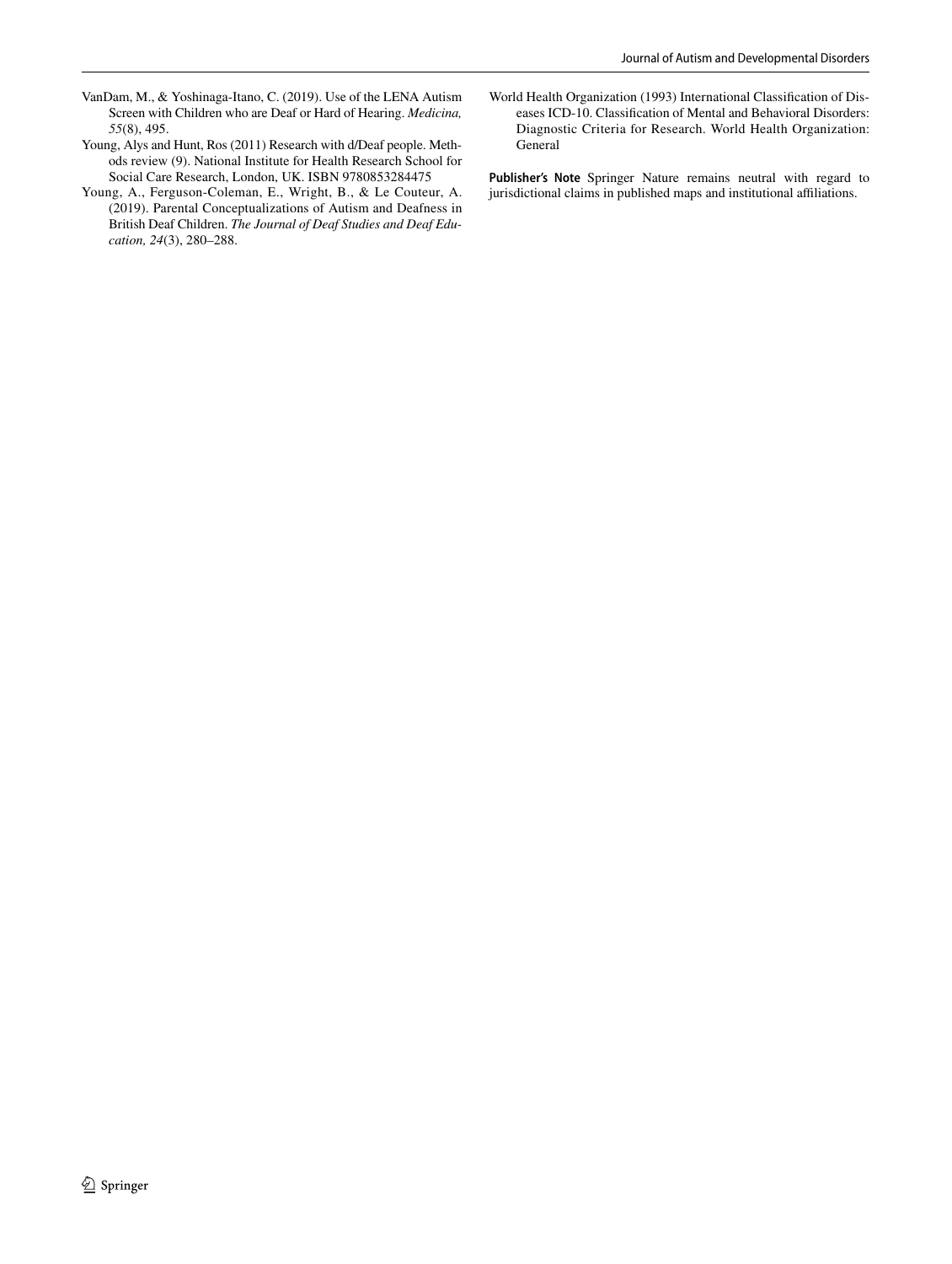VanDam, M., & Yoshinaga-Itano, C. (2019). Use of the LENA Autism Screen with Children who are Deaf or Hard of Hearing. *Medicina, 55*(8), 495.

Young, Alys and Hunt, Ros (2011) Research with d/Deaf people. Methods review (9). National Institute for Health Research School for Social Care Research, London, UK. ISBN 9780853284475

Young, A., Ferguson-Coleman, E., Wright, B., & Le Couteur, A. (2019). Parental Conceptualizations of Autism and Deafness in British Deaf Children. *The Journal of Deaf Studies and Deaf Education, 24*(3), 280–288.

World Health Organization (1993) International Classification of Diseases ICD-10. Classification of Mental and Behavioral Disorders: Diagnostic Criteria for Research. World Health Organization: General

**Publisher's Note** Springer Nature remains neutral with regard to jurisdictional claims in published maps and institutional affiliations.